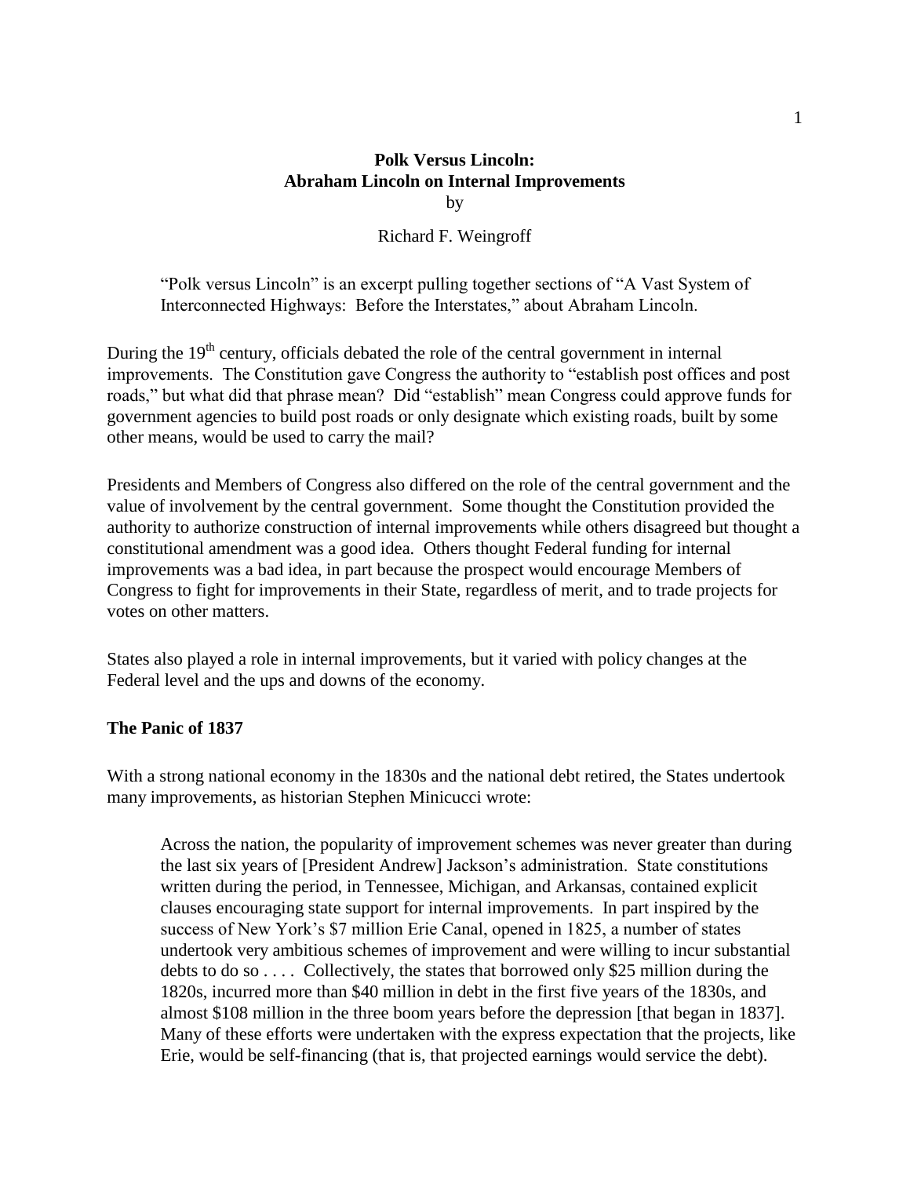# Polk Versus Lincoln:
# Abraham Lincoln on Internal Improvements

by

Richard F. Weingroff

> "Polk versus Lincoln" is an excerpt pulling together sections of "A Vast System of Interconnected Highways: Before the Interstates," about Abraham Lincoln.

During the 19th century, officials debated the role of the central government in internal improvements. The Constitution gave Congress the authority to "establish post offices and post roads," but what did that phrase mean? Did "establish" mean Congress could approve funds for government agencies to build post roads or only designate which existing roads, built by some other means, would be used to carry the mail?

Presidents and Members of Congress also differed on the role of the central government and the value of involvement by the central government. Some thought the Constitution provided the authority to authorize construction of internal improvements while others disagreed but thought a constitutional amendment was a good idea. Others thought Federal funding for internal improvements was a bad idea, in part because the prospect would encourage Members of Congress to fight for improvements in their State, regardless of merit, and to trade projects for votes on other matters.

States also played a role in internal improvements, but it varied with policy changes at the Federal level and the ups and downs of the economy.

## The Panic of 1837

With a strong national economy in the 1830s and the national debt retired, the States undertook many improvements, as historian Stephen Minicucci wrote:

> Across the nation, the popularity of improvement schemes was never greater than during the last six years of [President Andrew] Jackson's administration. State constitutions written during the period, in Tennessee, Michigan, and Arkansas, contained explicit clauses encouraging state support for internal improvements. In part inspired by the success of New York's $7 million Erie Canal, opened in 1825, a number of states undertook very ambitious schemes of improvement and were willing to incur substantial debts to do so . . . . Collectively, the states that borrowed only $25 million during the 1820s, incurred more than $40 million in debt in the first five years of the 1830s, and almost $108 million in the three boom years before the depression [that began in 1837]. Many of these efforts were undertaken with the express expectation that the projects, like Erie, would be self-financing (that is, that projected earnings would service the debt).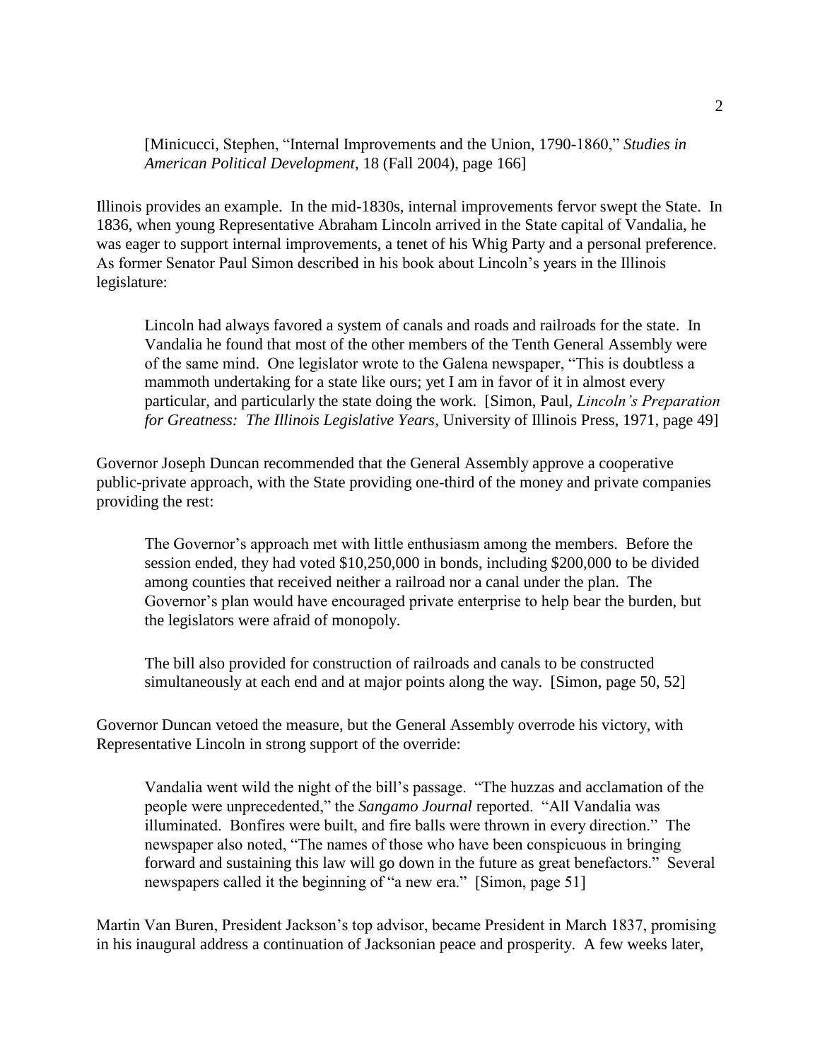> [Minicucci, Stephen, "Internal Improvements and the Union, 1790-1860," *Studies in American Political Development*, 18 (Fall 2004), page 166]

Illinois provides an example. In the mid-1830s, internal improvements fervor swept the State. In 1836, when young Representative Abraham Lincoln arrived in the State capital of Vandalia, he was eager to support internal improvements, a tenet of his Whig Party and a personal preference. As former Senator Paul Simon described in his book about Lincoln's years in the Illinois legislature:

> Lincoln had always favored a system of canals and roads and railroads for the state. In Vandalia he found that most of the other members of the Tenth General Assembly were of the same mind. One legislator wrote to the Galena newspaper, "This is doubtless a mammoth undertaking for a state like ours; yet I am in favor of it in almost every particular, and particularly the state doing the work. [Simon, Paul, *Lincoln's Preparation for Greatness: The Illinois Legislative Years*, University of Illinois Press, 1971, page 49]

Governor Joseph Duncan recommended that the General Assembly approve a cooperative public-private approach, with the State providing one-third of the money and private companies providing the rest:

> The Governor's approach met with little enthusiasm among the members. Before the session ended, they had voted $10,250,000 in bonds, including $200,000 to be divided among counties that received neither a railroad nor a canal under the plan. The Governor's plan would have encouraged private enterprise to help bear the burden, but the legislators were afraid of monopoly.
>
> The bill also provided for construction of railroads and canals to be constructed simultaneously at each end and at major points along the way. [Simon, page 50, 52]

Governor Duncan vetoed the measure, but the General Assembly overrode his victory, with Representative Lincoln in strong support of the override:

> Vandalia went wild the night of the bill's passage. "The huzzas and acclamation of the people were unprecedented," the *Sangamo Journal* reported. "All Vandalia was illuminated. Bonfires were built, and fire balls were thrown in every direction." The newspaper also noted, "The names of those who have been conspicuous in bringing forward and sustaining this law will go down in the future as great benefactors." Several newspapers called it the beginning of "a new era." [Simon, page 51]

Martin Van Buren, President Jackson's top advisor, became President in March 1837, promising in his inaugural address a continuation of Jacksonian peace and prosperity. A few weeks later,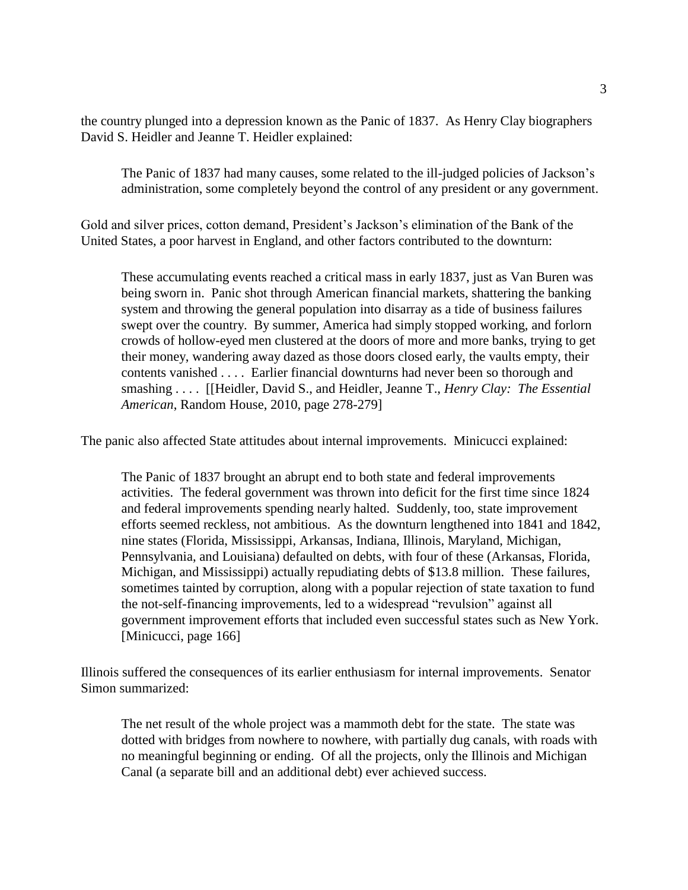the country plunged into a depression known as the Panic of 1837. As Henry Clay biographers David S. Heidler and Jeanne T. Heidler explained:

> The Panic of 1837 had many causes, some related to the ill-judged policies of Jackson's administration, some completely beyond the control of any president or any government.

Gold and silver prices, cotton demand, President's Jackson's elimination of the Bank of the United States, a poor harvest in England, and other factors contributed to the downturn:

> These accumulating events reached a critical mass in early 1837, just as Van Buren was being sworn in. Panic shot through American financial markets, shattering the banking system and throwing the general population into disarray as a tide of business failures swept over the country. By summer, America had simply stopped working, and forlorn crowds of hollow-eyed men clustered at the doors of more and more banks, trying to get their money, wandering away dazed as those doors closed early, the vaults empty, their contents vanished . . . . Earlier financial downturns had never been so thorough and smashing . . . . [[Heidler, David S., and Heidler, Jeanne T., *Henry Clay: The Essential American*, Random House, 2010, page 278-279]

The panic also affected State attitudes about internal improvements. Minicucci explained:

> The Panic of 1837 brought an abrupt end to both state and federal improvements activities. The federal government was thrown into deficit for the first time since 1824 and federal improvements spending nearly halted. Suddenly, too, state improvement efforts seemed reckless, not ambitious. As the downturn lengthened into 1841 and 1842, nine states (Florida, Mississippi, Arkansas, Indiana, Illinois, Maryland, Michigan, Pennsylvania, and Louisiana) defaulted on debts, with four of these (Arkansas, Florida, Michigan, and Mississippi) actually repudiating debts of $13.8 million. These failures, sometimes tainted by corruption, along with a popular rejection of state taxation to fund the not-self-financing improvements, led to a widespread "revulsion" against all government improvement efforts that included even successful states such as New York. [Minicucci, page 166]

Illinois suffered the consequences of its earlier enthusiasm for internal improvements. Senator Simon summarized:

> The net result of the whole project was a mammoth debt for the state. The state was dotted with bridges from nowhere to nowhere, with partially dug canals, with roads with no meaningful beginning or ending. Of all the projects, only the Illinois and Michigan Canal (a separate bill and an additional debt) ever achieved success.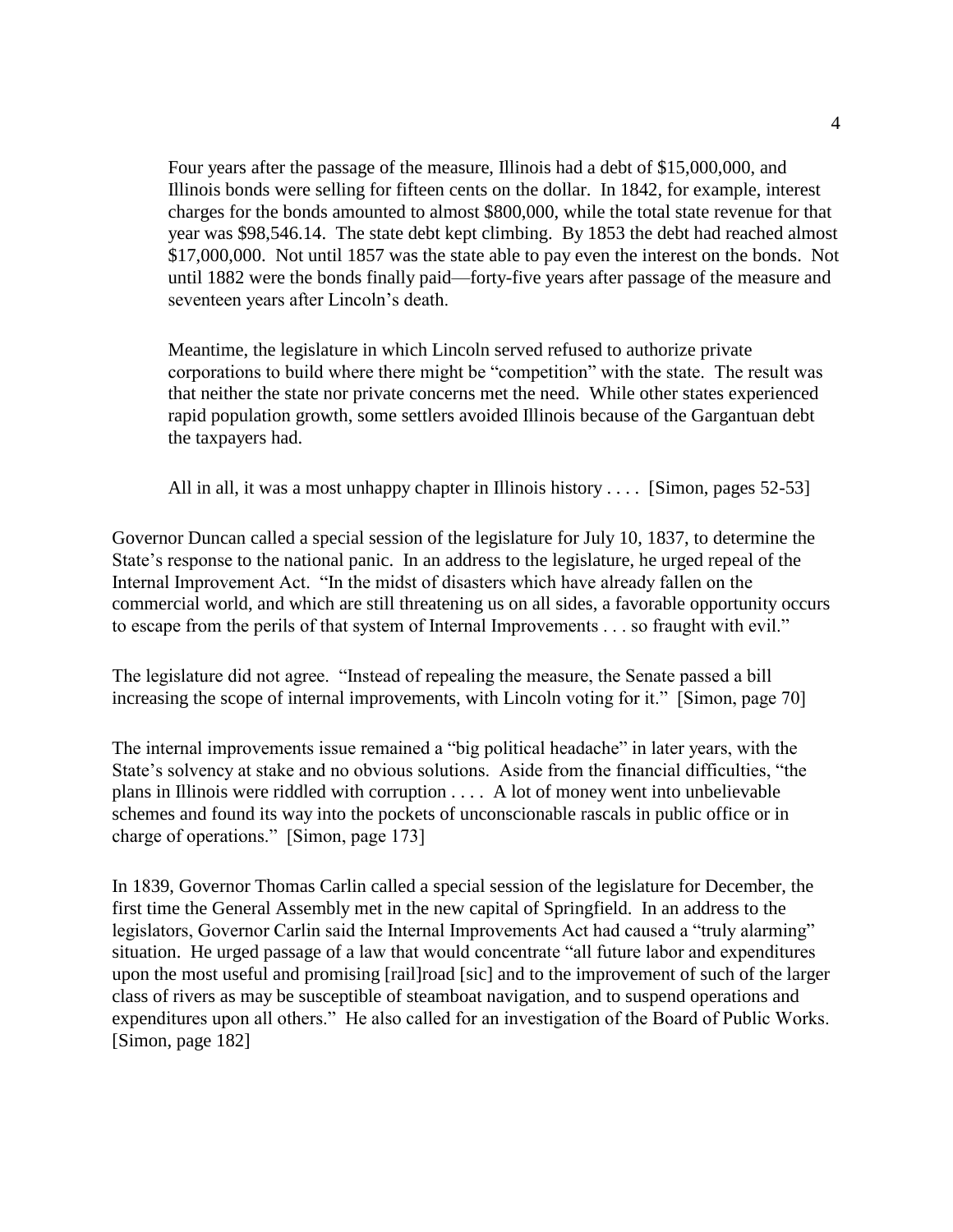> Four years after the passage of the measure, Illinois had a debt of $15,000,000, and Illinois bonds were selling for fifteen cents on the dollar. In 1842, for example, interest charges for the bonds amounted to almost $800,000, while the total state revenue for that year was $98,546.14. The state debt kept climbing. By 1853 the debt had reached almost $17,000,000. Not until 1857 was the state able to pay even the interest on the bonds. Not until 1882 were the bonds finally paid—forty-five years after passage of the measure and seventeen years after Lincoln's death.
>
> Meantime, the legislature in which Lincoln served refused to authorize private corporations to build where there might be "competition" with the state. The result was that neither the state nor private concerns met the need. While other states experienced rapid population growth, some settlers avoided Illinois because of the Gargantuan debt the taxpayers had.
>
> All in all, it was a most unhappy chapter in Illinois history . . . . [Simon, pages 52-53]

Governor Duncan called a special session of the legislature for July 10, 1837, to determine the State's response to the national panic. In an address to the legislature, he urged repeal of the Internal Improvement Act. "In the midst of disasters which have already fallen on the commercial world, and which are still threatening us on all sides, a favorable opportunity occurs to escape from the perils of that system of Internal Improvements . . . so fraught with evil."

The legislature did not agree. "Instead of repealing the measure, the Senate passed a bill increasing the scope of internal improvements, with Lincoln voting for it." [Simon, page 70]

The internal improvements issue remained a "big political headache" in later years, with the State's solvency at stake and no obvious solutions. Aside from the financial difficulties, "the plans in Illinois were riddled with corruption . . . . A lot of money went into unbelievable schemes and found its way into the pockets of unconscionable rascals in public office or in charge of operations." [Simon, page 173]

In 1839, Governor Thomas Carlin called a special session of the legislature for December, the first time the General Assembly met in the new capital of Springfield. In an address to the legislators, Governor Carlin said the Internal Improvements Act had caused a "truly alarming" situation. He urged passage of a law that would concentrate "all future labor and expenditures upon the most useful and promising [rail]road [sic] and to the improvement of such of the larger class of rivers as may be susceptible of steamboat navigation, and to suspend operations and expenditures upon all others." He also called for an investigation of the Board of Public Works. [Simon, page 182]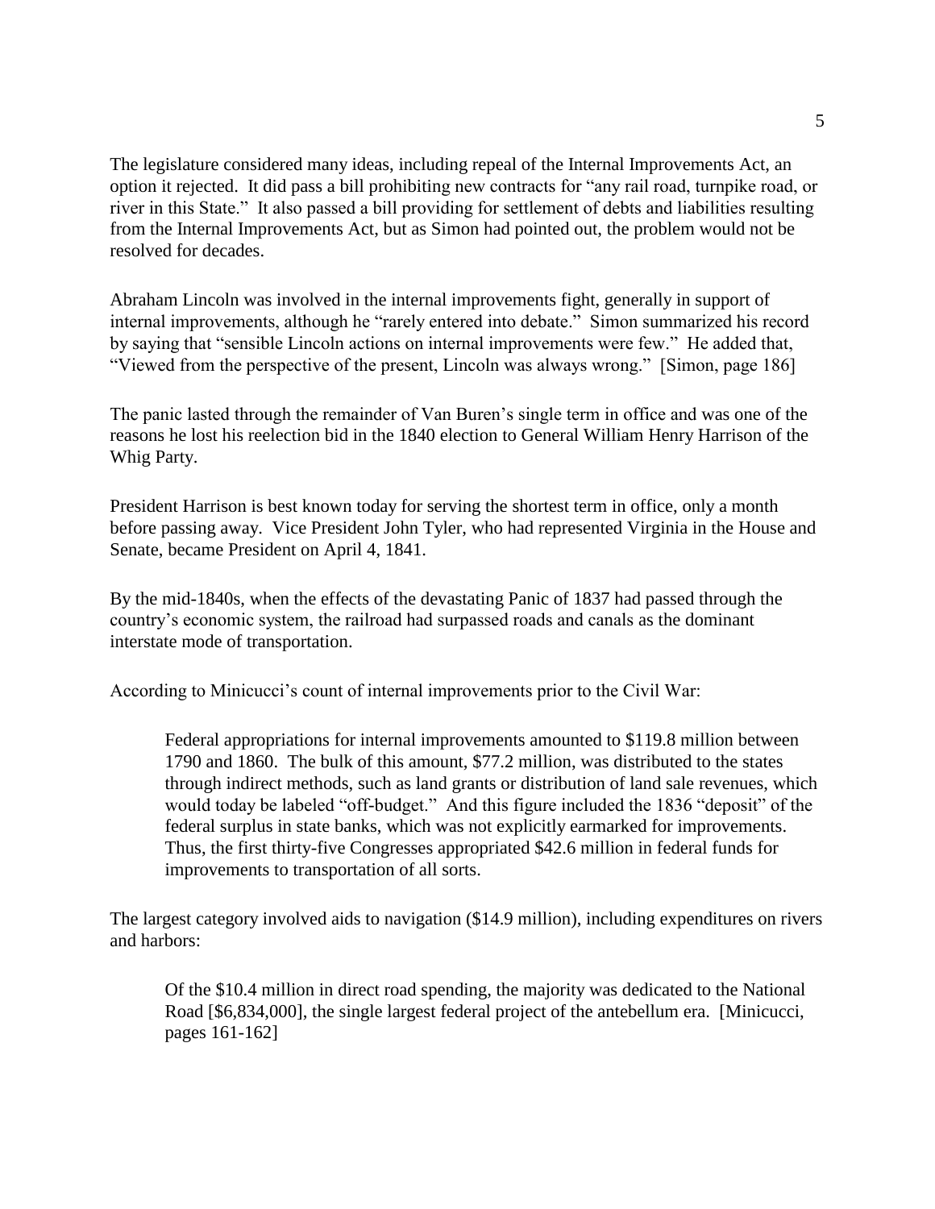The legislature considered many ideas, including repeal of the Internal Improvements Act, an option it rejected. It did pass a bill prohibiting new contracts for "any rail road, turnpike road, or river in this State." It also passed a bill providing for settlement of debts and liabilities resulting from the Internal Improvements Act, but as Simon had pointed out, the problem would not be resolved for decades.

Abraham Lincoln was involved in the internal improvements fight, generally in support of internal improvements, although he "rarely entered into debate." Simon summarized his record by saying that "sensible Lincoln actions on internal improvements were few." He added that, "Viewed from the perspective of the present, Lincoln was always wrong." [Simon, page 186]

The panic lasted through the remainder of Van Buren's single term in office and was one of the reasons he lost his reelection bid in the 1840 election to General William Henry Harrison of the Whig Party.

President Harrison is best known today for serving the shortest term in office, only a month before passing away. Vice President John Tyler, who had represented Virginia in the House and Senate, became President on April 4, 1841.

By the mid-1840s, when the effects of the devastating Panic of 1837 had passed through the country's economic system, the railroad had surpassed roads and canals as the dominant interstate mode of transportation.

According to Minicucci's count of internal improvements prior to the Civil War:

> Federal appropriations for internal improvements amounted to $119.8 million between 1790 and 1860. The bulk of this amount, $77.2 million, was distributed to the states through indirect methods, such as land grants or distribution of land sale revenues, which would today be labeled "off-budget." And this figure included the 1836 "deposit" of the federal surplus in state banks, which was not explicitly earmarked for improvements. Thus, the first thirty-five Congresses appropriated $42.6 million in federal funds for improvements to transportation of all sorts.

The largest category involved aids to navigation ($14.9 million), including expenditures on rivers and harbors:

> Of the $10.4 million in direct road spending, the majority was dedicated to the National Road [$6,834,000], the single largest federal project of the antebellum era. [Minicucci, pages 161-162]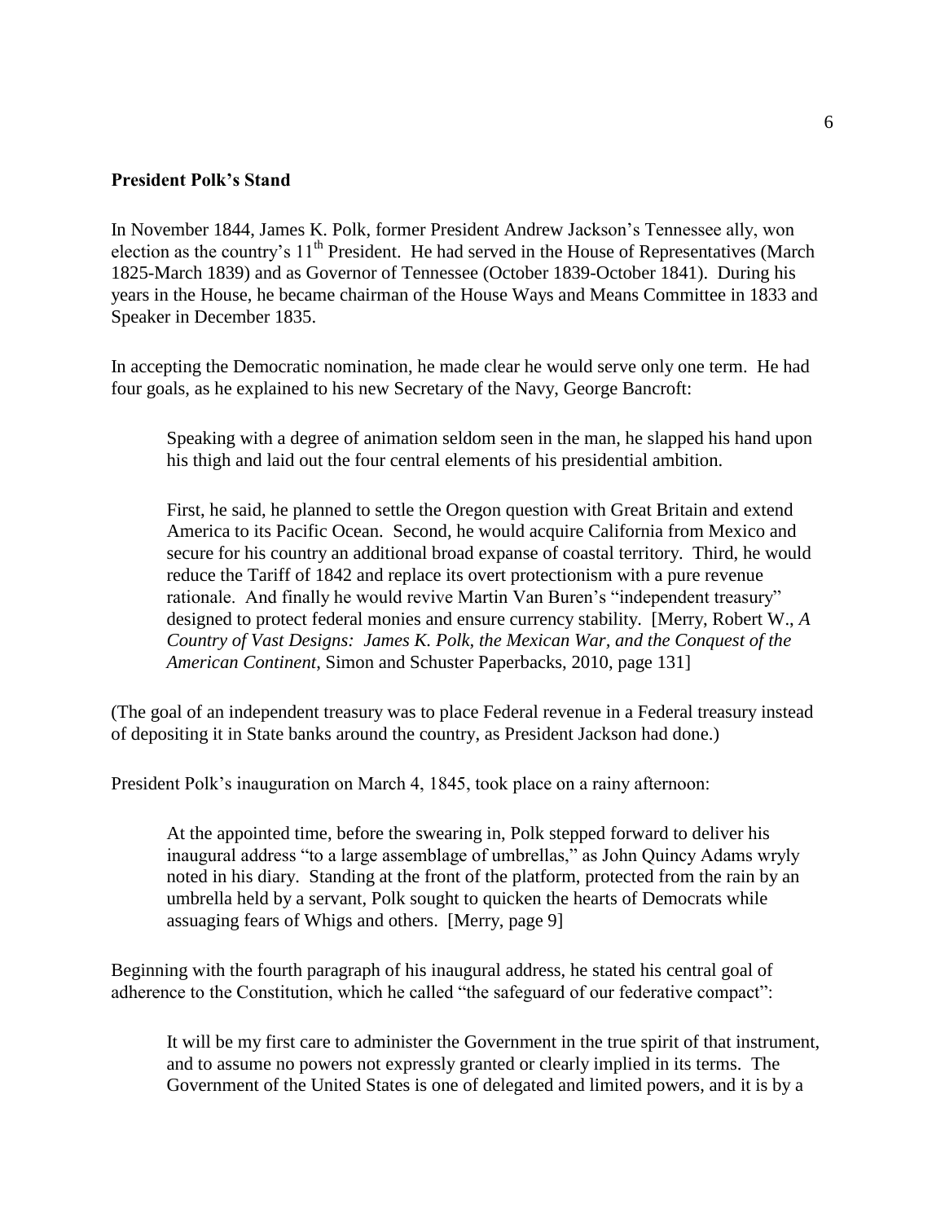**President Polk's Stand**

In November 1844, James K. Polk, former President Andrew Jackson's Tennessee ally, won election as the country's 11th President. He had served in the House of Representatives (March 1825-March 1839) and as Governor of Tennessee (October 1839-October 1841). During his years in the House, he became chairman of the House Ways and Means Committee in 1833 and Speaker in December 1835.

In accepting the Democratic nomination, he made clear he would serve only one term. He had four goals, as he explained to his new Secretary of the Navy, George Bancroft:

> Speaking with a degree of animation seldom seen in the man, he slapped his hand upon his thigh and laid out the four central elements of his presidential ambition.
>
> First, he said, he planned to settle the Oregon question with Great Britain and extend America to its Pacific Ocean. Second, he would acquire California from Mexico and secure for his country an additional broad expanse of coastal territory. Third, he would reduce the Tariff of 1842 and replace its overt protectionism with a pure revenue rationale. And finally he would revive Martin Van Buren's "independent treasury" designed to protect federal monies and ensure currency stability. [Merry, Robert W., *A Country of Vast Designs: James K. Polk, the Mexican War, and the Conquest of the American Continent*, Simon and Schuster Paperbacks, 2010, page 131]

(The goal of an independent treasury was to place Federal revenue in a Federal treasury instead of depositing it in State banks around the country, as President Jackson had done.)

President Polk's inauguration on March 4, 1845, took place on a rainy afternoon:

> At the appointed time, before the swearing in, Polk stepped forward to deliver his inaugural address "to a large assemblage of umbrellas," as John Quincy Adams wryly noted in his diary. Standing at the front of the platform, protected from the rain by an umbrella held by a servant, Polk sought to quicken the hearts of Democrats while assuaging fears of Whigs and others. [Merry, page 9]

Beginning with the fourth paragraph of his inaugural address, he stated his central goal of adherence to the Constitution, which he called "the safeguard of our federative compact":

> It will be my first care to administer the Government in the true spirit of that instrument, and to assume no powers not expressly granted or clearly implied in its terms. The Government of the United States is one of delegated and limited powers, and it is by a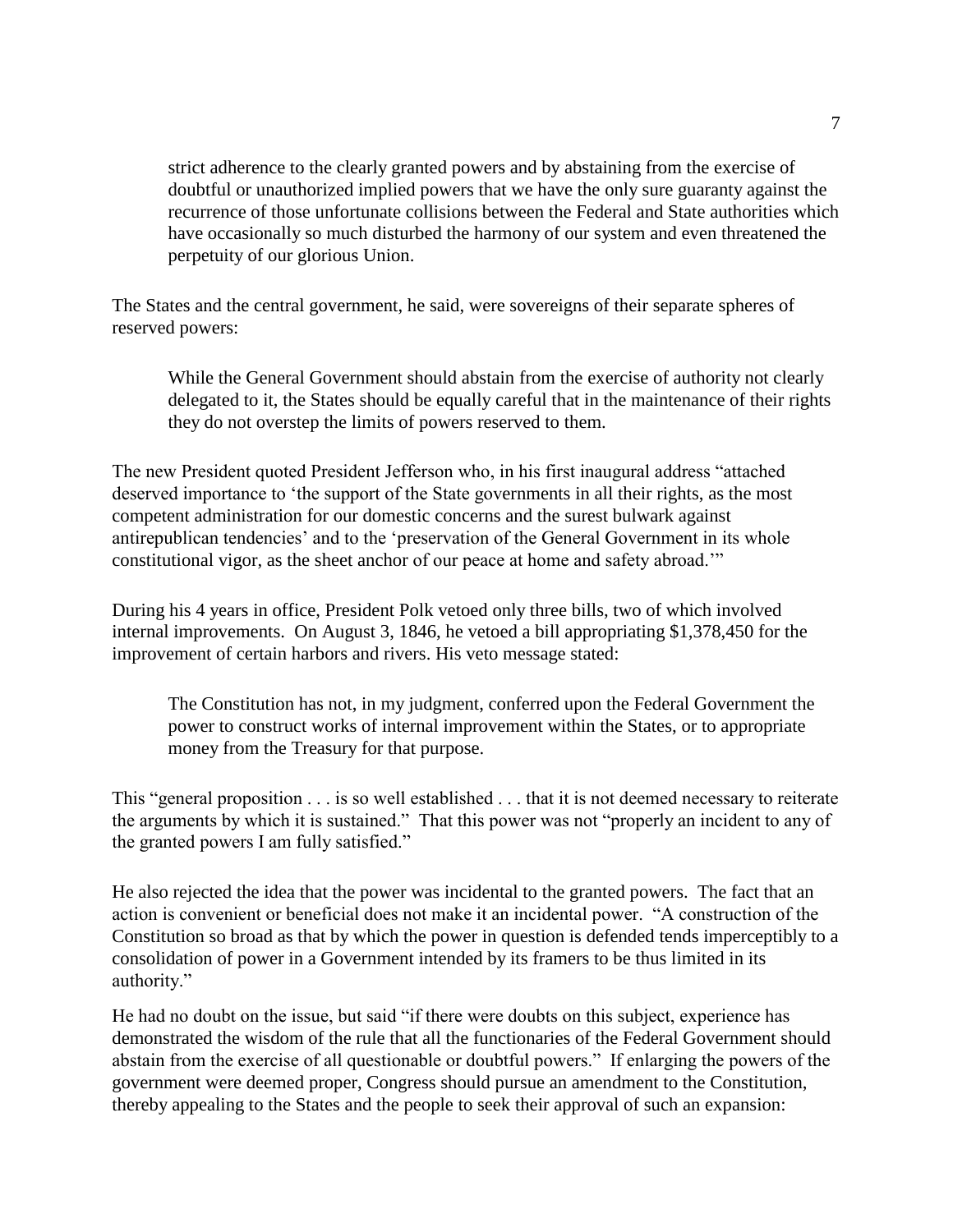> strict adherence to the clearly granted powers and by abstaining from the exercise of doubtful or unauthorized implied powers that we have the only sure guaranty against the recurrence of those unfortunate collisions between the Federal and State authorities which have occasionally so much disturbed the harmony of our system and even threatened the perpetuity of our glorious Union.

The States and the central government, he said, were sovereigns of their separate spheres of reserved powers:

> While the General Government should abstain from the exercise of authority not clearly delegated to it, the States should be equally careful that in the maintenance of their rights they do not overstep the limits of powers reserved to them.

The new President quoted President Jefferson who, in his first inaugural address "attached deserved importance to 'the support of the State governments in all their rights, as the most competent administration for our domestic concerns and the surest bulwark against antirepublican tendencies' and to the 'preservation of the General Government in its whole constitutional vigor, as the sheet anchor of our peace at home and safety abroad.'"

During his 4 years in office, President Polk vetoed only three bills, two of which involved internal improvements. On August 3, 1846, he vetoed a bill appropriating $1,378,450 for the improvement of certain harbors and rivers. His veto message stated:

> The Constitution has not, in my judgment, conferred upon the Federal Government the power to construct works of internal improvement within the States, or to appropriate money from the Treasury for that purpose.

This "general proposition . . . is so well established . . . that it is not deemed necessary to reiterate the arguments by which it is sustained." That this power was not "properly an incident to any of the granted powers I am fully satisfied."

He also rejected the idea that the power was incidental to the granted powers. The fact that an action is convenient or beneficial does not make it an incidental power. "A construction of the Constitution so broad as that by which the power in question is defended tends imperceptibly to a consolidation of power in a Government intended by its framers to be thus limited in its authority."

He had no doubt on the issue, but said "if there were doubts on this subject, experience has demonstrated the wisdom of the rule that all the functionaries of the Federal Government should abstain from the exercise of all questionable or doubtful powers." If enlarging the powers of the government were deemed proper, Congress should pursue an amendment to the Constitution, thereby appealing to the States and the people to seek their approval of such an expansion: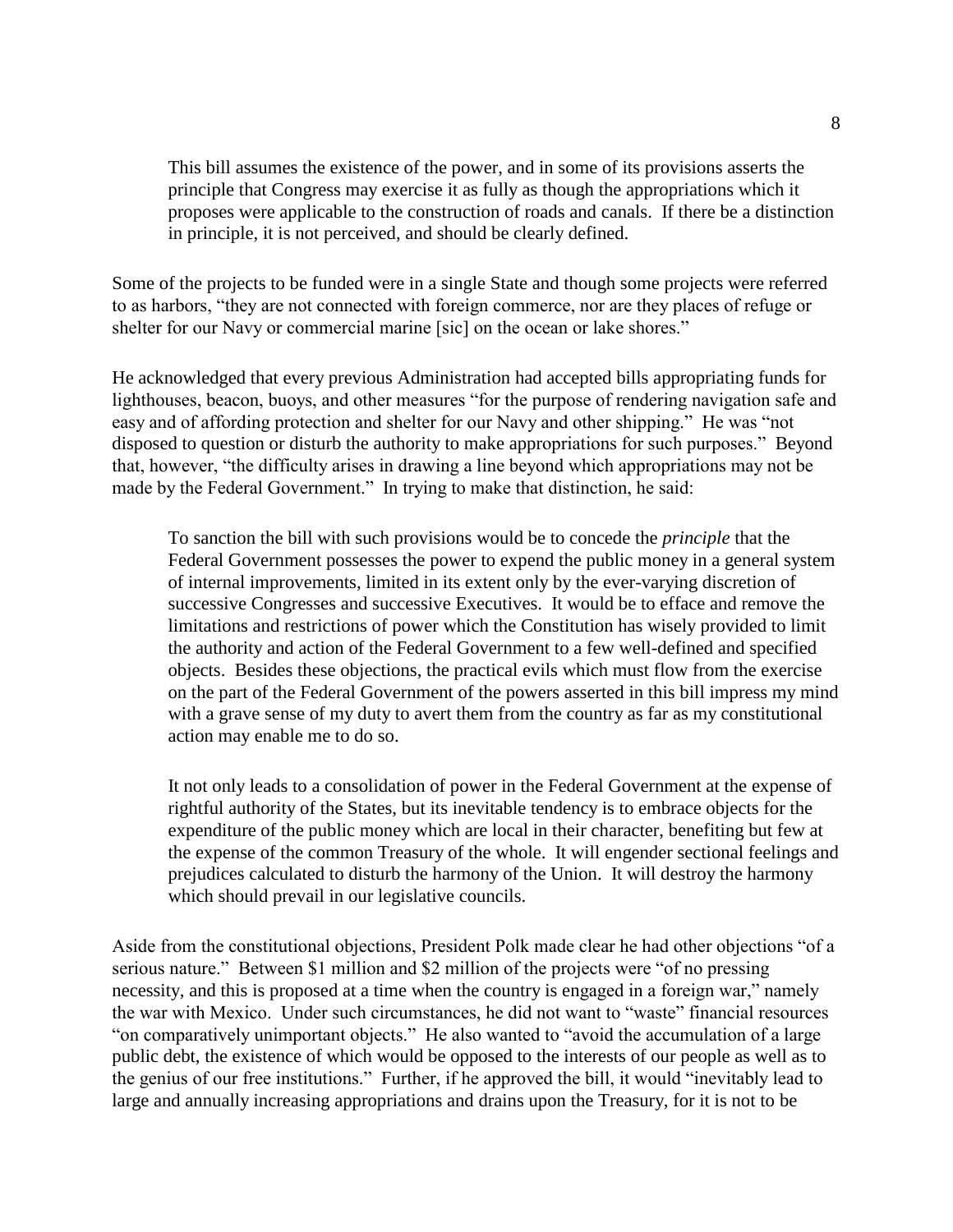> This bill assumes the existence of the power, and in some of its provisions asserts the principle that Congress may exercise it as fully as though the appropriations which it proposes were applicable to the construction of roads and canals. If there be a distinction in principle, it is not perceived, and should be clearly defined.

Some of the projects to be funded were in a single State and though some projects were referred to as harbors, "they are not connected with foreign commerce, nor are they places of refuge or shelter for our Navy or commercial marine [sic] on the ocean or lake shores."

He acknowledged that every previous Administration had accepted bills appropriating funds for lighthouses, beacon, buoys, and other measures "for the purpose of rendering navigation safe and easy and of affording protection and shelter for our Navy and other shipping." He was "not disposed to question or disturb the authority to make appropriations for such purposes." Beyond that, however, "the difficulty arises in drawing a line beyond which appropriations may not be made by the Federal Government." In trying to make that distinction, he said:

> To sanction the bill with such provisions would be to concede the *principle* that the Federal Government possesses the power to expend the public money in a general system of internal improvements, limited in its extent only by the ever-varying discretion of successive Congresses and successive Executives. It would be to efface and remove the limitations and restrictions of power which the Constitution has wisely provided to limit the authority and action of the Federal Government to a few well-defined and specified objects. Besides these objections, the practical evils which must flow from the exercise on the part of the Federal Government of the powers asserted in this bill impress my mind with a grave sense of my duty to avert them from the country as far as my constitutional action may enable me to do so.
>
> It not only leads to a consolidation of power in the Federal Government at the expense of rightful authority of the States, but its inevitable tendency is to embrace objects for the expenditure of the public money which are local in their character, benefiting but few at the expense of the common Treasury of the whole. It will engender sectional feelings and prejudices calculated to disturb the harmony of the Union. It will destroy the harmony which should prevail in our legislative councils.

Aside from the constitutional objections, President Polk made clear he had other objections "of a serious nature." Between $1 million and $2 million of the projects were "of no pressing necessity, and this is proposed at a time when the country is engaged in a foreign war," namely the war with Mexico. Under such circumstances, he did not want to "waste" financial resources "on comparatively unimportant objects." He also wanted to "avoid the accumulation of a large public debt, the existence of which would be opposed to the interests of our people as well as to the genius of our free institutions." Further, if he approved the bill, it would "inevitably lead to large and annually increasing appropriations and drains upon the Treasury, for it is not to be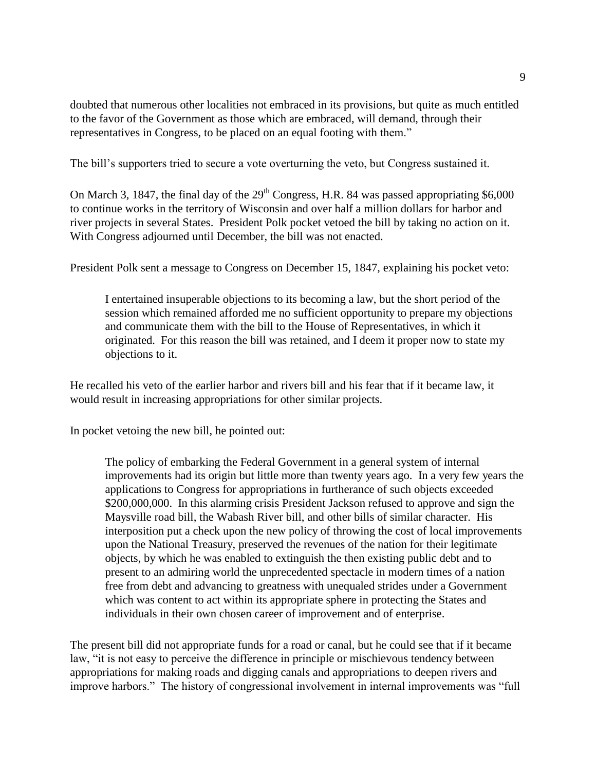doubted that numerous other localities not embraced in its provisions, but quite as much entitled to the favor of the Government as those which are embraced, will demand, through their representatives in Congress, to be placed on an equal footing with them."

The bill's supporters tried to secure a vote overturning the veto, but Congress sustained it.

On March 3, 1847, the final day of the 29th Congress, H.R. 84 was passed appropriating $6,000 to continue works in the territory of Wisconsin and over half a million dollars for harbor and river projects in several States. President Polk pocket vetoed the bill by taking no action on it. With Congress adjourned until December, the bill was not enacted.

President Polk sent a message to Congress on December 15, 1847, explaining his pocket veto:

> I entertained insuperable objections to its becoming a law, but the short period of the session which remained afforded me no sufficient opportunity to prepare my objections and communicate them with the bill to the House of Representatives, in which it originated. For this reason the bill was retained, and I deem it proper now to state my objections to it.

He recalled his veto of the earlier harbor and rivers bill and his fear that if it became law, it would result in increasing appropriations for other similar projects.

In pocket vetoing the new bill, he pointed out:

> The policy of embarking the Federal Government in a general system of internal improvements had its origin but little more than twenty years ago. In a very few years the applications to Congress for appropriations in furtherance of such objects exceeded $200,000,000. In this alarming crisis President Jackson refused to approve and sign the Maysville road bill, the Wabash River bill, and other bills of similar character. His interposition put a check upon the new policy of throwing the cost of local improvements upon the National Treasury, preserved the revenues of the nation for their legitimate objects, by which he was enabled to extinguish the then existing public debt and to present to an admiring world the unprecedented spectacle in modern times of a nation free from debt and advancing to greatness with unequaled strides under a Government which was content to act within its appropriate sphere in protecting the States and individuals in their own chosen career of improvement and of enterprise.

The present bill did not appropriate funds for a road or canal, but he could see that if it became law, "it is not easy to perceive the difference in principle or mischievous tendency between appropriations for making roads and digging canals and appropriations to deepen rivers and improve harbors." The history of congressional involvement in internal improvements was "full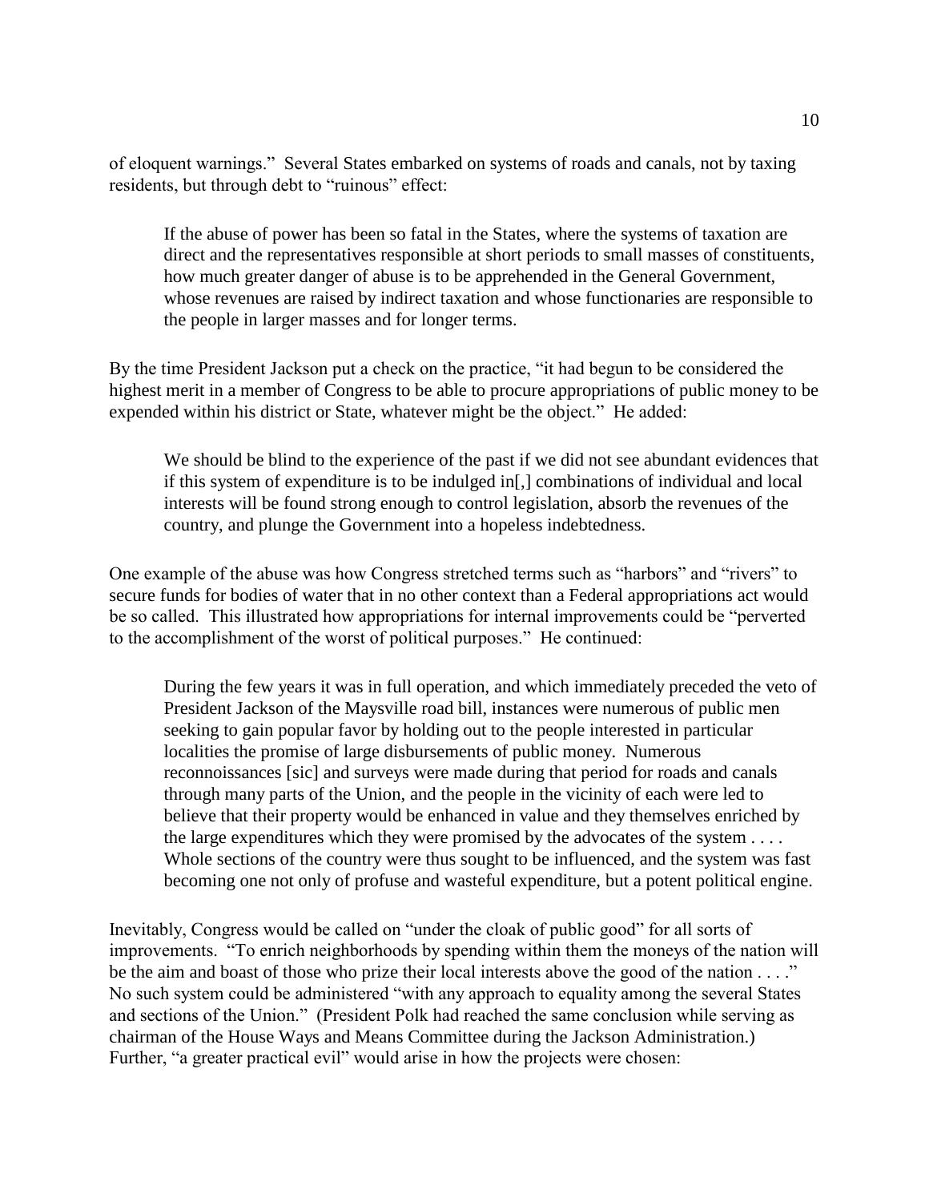of eloquent warnings." Several States embarked on systems of roads and canals, not by taxing residents, but through debt to "ruinous" effect:

> If the abuse of power has been so fatal in the States, where the systems of taxation are direct and the representatives responsible at short periods to small masses of constituents, how much greater danger of abuse is to be apprehended in the General Government, whose revenues are raised by indirect taxation and whose functionaries are responsible to the people in larger masses and for longer terms.

By the time President Jackson put a check on the practice, "it had begun to be considered the highest merit in a member of Congress to be able to procure appropriations of public money to be expended within his district or State, whatever might be the object." He added:

> We should be blind to the experience of the past if we did not see abundant evidences that if this system of expenditure is to be indulged in[,] combinations of individual and local interests will be found strong enough to control legislation, absorb the revenues of the country, and plunge the Government into a hopeless indebtedness.

One example of the abuse was how Congress stretched terms such as "harbors" and "rivers" to secure funds for bodies of water that in no other context than a Federal appropriations act would be so called. This illustrated how appropriations for internal improvements could be "perverted to the accomplishment of the worst of political purposes." He continued:

> During the few years it was in full operation, and which immediately preceded the veto of President Jackson of the Maysville road bill, instances were numerous of public men seeking to gain popular favor by holding out to the people interested in particular localities the promise of large disbursements of public money. Numerous reconnoissances [sic] and surveys were made during that period for roads and canals through many parts of the Union, and the people in the vicinity of each were led to believe that their property would be enhanced in value and they themselves enriched by the large expenditures which they were promised by the advocates of the system . . . . Whole sections of the country were thus sought to be influenced, and the system was fast becoming one not only of profuse and wasteful expenditure, but a potent political engine.

Inevitably, Congress would be called on "under the cloak of public good" for all sorts of improvements. "To enrich neighborhoods by spending within them the moneys of the nation will be the aim and boast of those who prize their local interests above the good of the nation . . . ." No such system could be administered "with any approach to equality among the several States and sections of the Union." (President Polk had reached the same conclusion while serving as chairman of the House Ways and Means Committee during the Jackson Administration.) Further, "a greater practical evil" would arise in how the projects were chosen: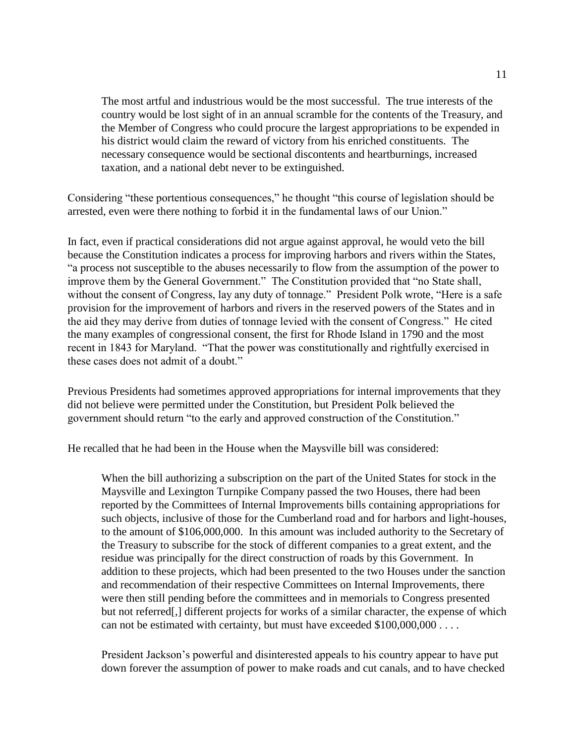> The most artful and industrious would be the most successful. The true interests of the country would be lost sight of in an annual scramble for the contents of the Treasury, and the Member of Congress who could procure the largest appropriations to be expended in his district would claim the reward of victory from his enriched constituents. The necessary consequence would be sectional discontents and heartburnings, increased taxation, and a national debt never to be extinguished.

Considering "these portentious consequences," he thought "this course of legislation should be arrested, even were there nothing to forbid it in the fundamental laws of our Union."

In fact, even if practical considerations did not argue against approval, he would veto the bill because the Constitution indicates a process for improving harbors and rivers within the States, "a process not susceptible to the abuses necessarily to flow from the assumption of the power to improve them by the General Government." The Constitution provided that "no State shall, without the consent of Congress, lay any duty of tonnage." President Polk wrote, "Here is a safe provision for the improvement of harbors and rivers in the reserved powers of the States and in the aid they may derive from duties of tonnage levied with the consent of Congress." He cited the many examples of congressional consent, the first for Rhode Island in 1790 and the most recent in 1843 for Maryland. "That the power was constitutionally and rightfully exercised in these cases does not admit of a doubt."

Previous Presidents had sometimes approved appropriations for internal improvements that they did not believe were permitted under the Constitution, but President Polk believed the government should return "to the early and approved construction of the Constitution."

He recalled that he had been in the House when the Maysville bill was considered:

> When the bill authorizing a subscription on the part of the United States for stock in the Maysville and Lexington Turnpike Company passed the two Houses, there had been reported by the Committees of Internal Improvements bills containing appropriations for such objects, inclusive of those for the Cumberland road and for harbors and light-houses, to the amount of $106,000,000. In this amount was included authority to the Secretary of the Treasury to subscribe for the stock of different companies to a great extent, and the residue was principally for the direct construction of roads by this Government. In addition to these projects, which had been presented to the two Houses under the sanction and recommendation of their respective Committees on Internal Improvements, there were then still pending before the committees and in memorials to Congress presented but not referred[,] different projects for works of a similar character, the expense of which can not be estimated with certainty, but must have exceeded $100,000,000 . . . .
>
> President Jackson's powerful and disinterested appeals to his country appear to have put down forever the assumption of power to make roads and cut canals, and to have checked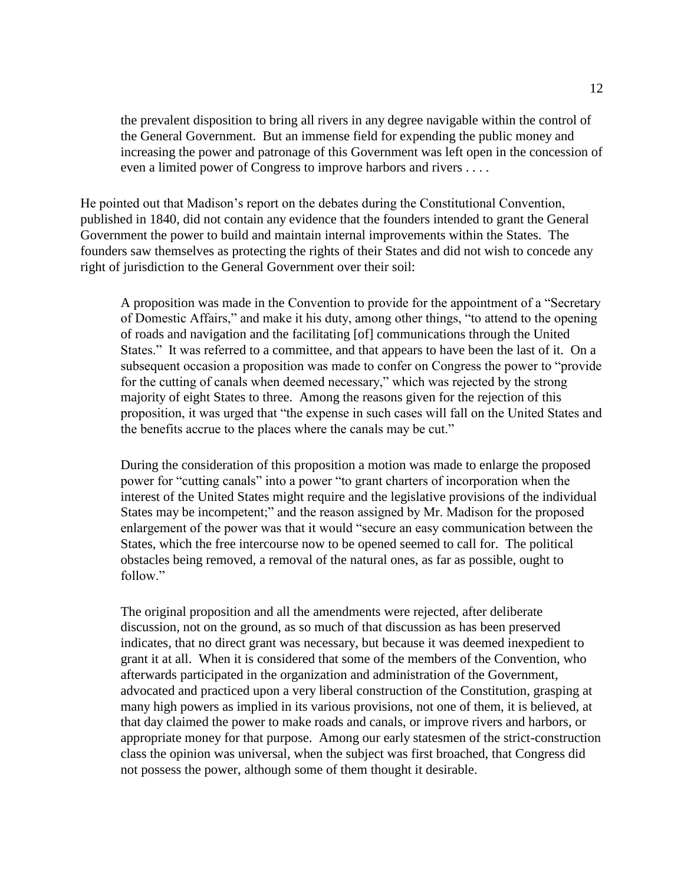> the prevalent disposition to bring all rivers in any degree navigable within the control of the General Government. But an immense field for expending the public money and increasing the power and patronage of this Government was left open in the concession of even a limited power of Congress to improve harbors and rivers . . . .

He pointed out that Madison's report on the debates during the Constitutional Convention, published in 1840, did not contain any evidence that the founders intended to grant the General Government the power to build and maintain internal improvements within the States. The founders saw themselves as protecting the rights of their States and did not wish to concede any right of jurisdiction to the General Government over their soil:

> A proposition was made in the Convention to provide for the appointment of a "Secretary of Domestic Affairs," and make it his duty, among other things, "to attend to the opening of roads and navigation and the facilitating [of] communications through the United States." It was referred to a committee, and that appears to have been the last of it. On a subsequent occasion a proposition was made to confer on Congress the power to "provide for the cutting of canals when deemed necessary," which was rejected by the strong majority of eight States to three. Among the reasons given for the rejection of this proposition, it was urged that "the expense in such cases will fall on the United States and the benefits accrue to the places where the canals may be cut."
>
> During the consideration of this proposition a motion was made to enlarge the proposed power for "cutting canals" into a power "to grant charters of incorporation when the interest of the United States might require and the legislative provisions of the individual States may be incompetent;" and the reason assigned by Mr. Madison for the proposed enlargement of the power was that it would "secure an easy communication between the States, which the free intercourse now to be opened seemed to call for. The political obstacles being removed, a removal of the natural ones, as far as possible, ought to follow."
>
> The original proposition and all the amendments were rejected, after deliberate discussion, not on the ground, as so much of that discussion as has been preserved indicates, that no direct grant was necessary, but because it was deemed inexpedient to grant it at all. When it is considered that some of the members of the Convention, who afterwards participated in the organization and administration of the Government, advocated and practiced upon a very liberal construction of the Constitution, grasping at many high powers as implied in its various provisions, not one of them, it is believed, at that day claimed the power to make roads and canals, or improve rivers and harbors, or appropriate money for that purpose. Among our early statesmen of the strict-construction class the opinion was universal, when the subject was first broached, that Congress did not possess the power, although some of them thought it desirable.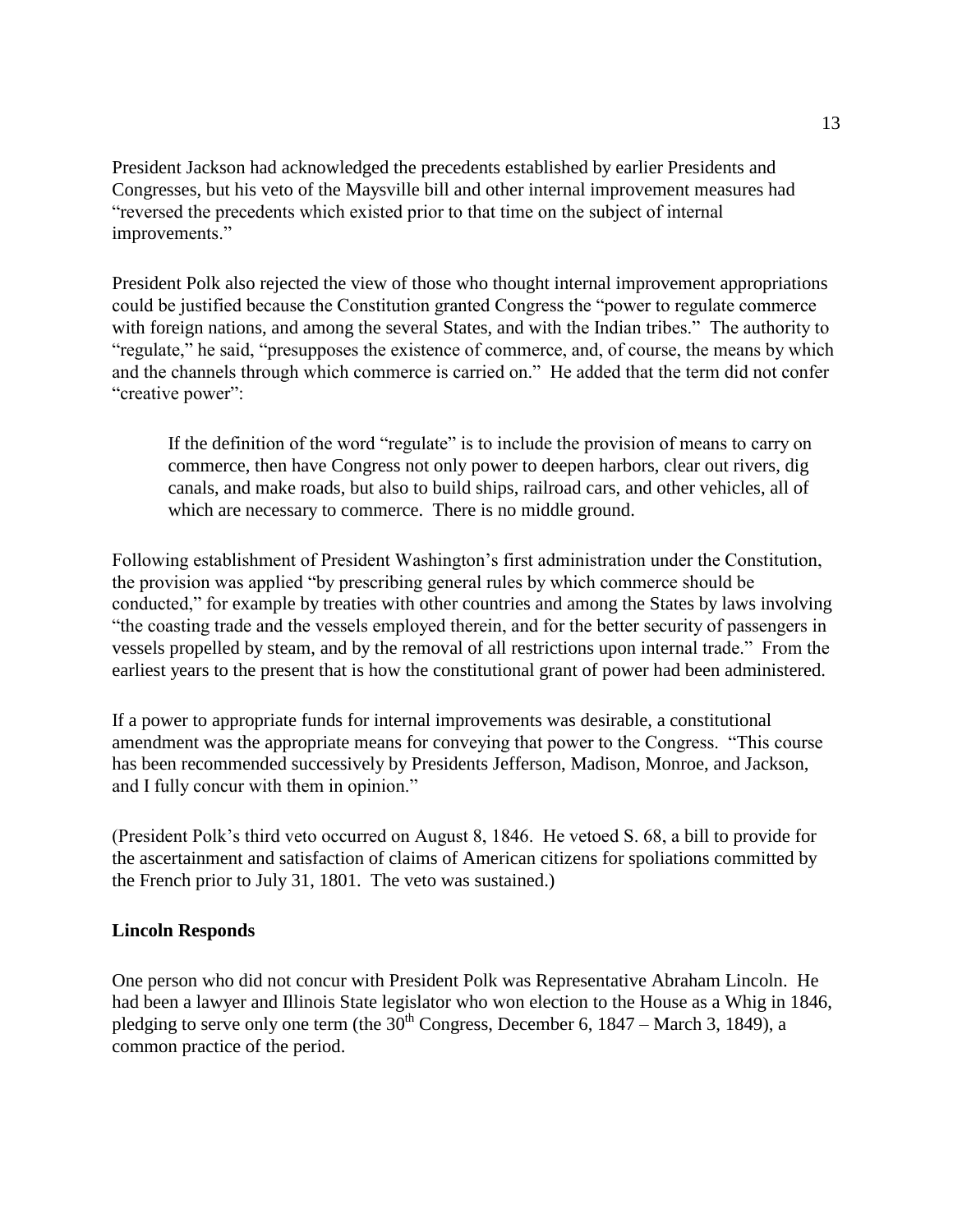President Jackson had acknowledged the precedents established by earlier Presidents and Congresses, but his veto of the Maysville bill and other internal improvement measures had "reversed the precedents which existed prior to that time on the subject of internal improvements."

President Polk also rejected the view of those who thought internal improvement appropriations could be justified because the Constitution granted Congress the "power to regulate commerce with foreign nations, and among the several States, and with the Indian tribes." The authority to "regulate," he said, "presupposes the existence of commerce, and, of course, the means by which and the channels through which commerce is carried on." He added that the term did not confer "creative power":

> If the definition of the word "regulate" is to include the provision of means to carry on commerce, then have Congress not only power to deepen harbors, clear out rivers, dig canals, and make roads, but also to build ships, railroad cars, and other vehicles, all of which are necessary to commerce. There is no middle ground.

Following establishment of President Washington's first administration under the Constitution, the provision was applied "by prescribing general rules by which commerce should be conducted," for example by treaties with other countries and among the States by laws involving "the coasting trade and the vessels employed therein, and for the better security of passengers in vessels propelled by steam, and by the removal of all restrictions upon internal trade." From the earliest years to the present that is how the constitutional grant of power had been administered.

If a power to appropriate funds for internal improvements was desirable, a constitutional amendment was the appropriate means for conveying that power to the Congress. "This course has been recommended successively by Presidents Jefferson, Madison, Monroe, and Jackson, and I fully concur with them in opinion."

(President Polk's third veto occurred on August 8, 1846. He vetoed S. 68, a bill to provide for the ascertainment and satisfaction of claims of American citizens for spoliations committed by the French prior to July 31, 1801. The veto was sustained.)

## Lincoln Responds

One person who did not concur with President Polk was Representative Abraham Lincoln. He had been a lawyer and Illinois State legislator who won election to the House as a Whig in 1846, pledging to serve only one term (the 30th Congress, December 6, 1847 – March 3, 1849), a common practice of the period.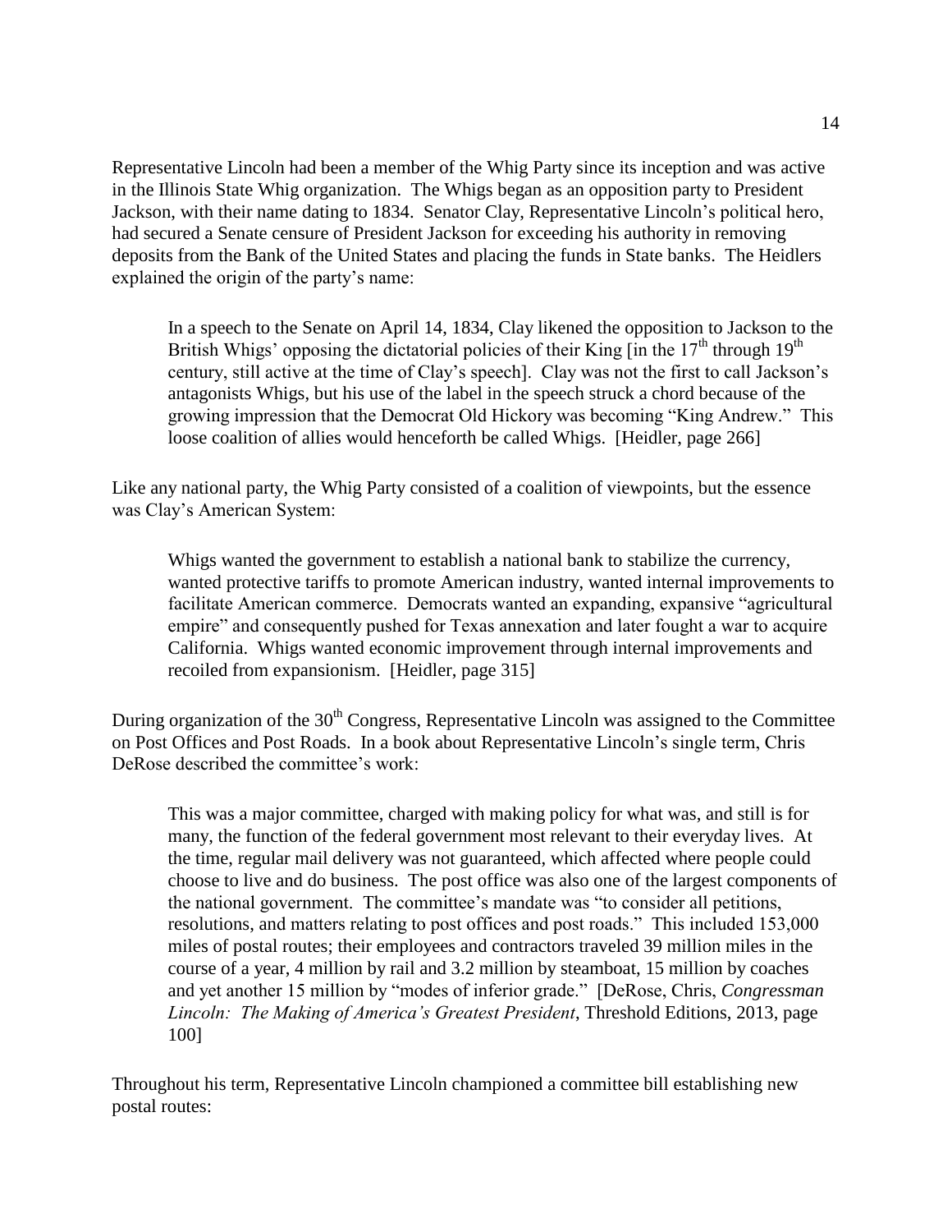Representative Lincoln had been a member of the Whig Party since its inception and was active in the Illinois State Whig organization. The Whigs began as an opposition party to President Jackson, with their name dating to 1834. Senator Clay, Representative Lincoln's political hero, had secured a Senate censure of President Jackson for exceeding his authority in removing deposits from the Bank of the United States and placing the funds in State banks. The Heidlers explained the origin of the party's name:

> In a speech to the Senate on April 14, 1834, Clay likened the opposition to Jackson to the British Whigs' opposing the dictatorial policies of their King [in the 17th through 19th century, still active at the time of Clay's speech]. Clay was not the first to call Jackson's antagonists Whigs, but his use of the label in the speech struck a chord because of the growing impression that the Democrat Old Hickory was becoming "King Andrew." This loose coalition of allies would henceforth be called Whigs. [Heidler, page 266]

Like any national party, the Whig Party consisted of a coalition of viewpoints, but the essence was Clay's American System:

> Whigs wanted the government to establish a national bank to stabilize the currency, wanted protective tariffs to promote American industry, wanted internal improvements to facilitate American commerce. Democrats wanted an expanding, expansive "agricultural empire" and consequently pushed for Texas annexation and later fought a war to acquire California. Whigs wanted economic improvement through internal improvements and recoiled from expansionism. [Heidler, page 315]

During organization of the 30th Congress, Representative Lincoln was assigned to the Committee on Post Offices and Post Roads. In a book about Representative Lincoln's single term, Chris DeRose described the committee's work:

> This was a major committee, charged with making policy for what was, and still is for many, the function of the federal government most relevant to their everyday lives. At the time, regular mail delivery was not guaranteed, which affected where people could choose to live and do business. The post office was also one of the largest components of the national government. The committee's mandate was "to consider all petitions, resolutions, and matters relating to post offices and post roads." This included 153,000 miles of postal routes; their employees and contractors traveled 39 million miles in the course of a year, 4 million by rail and 3.2 million by steamboat, 15 million by coaches and yet another 15 million by "modes of inferior grade." [DeRose, Chris, *Congressman Lincoln: The Making of America's Greatest President*, Threshold Editions, 2013, page 100]

Throughout his term, Representative Lincoln championed a committee bill establishing new postal routes: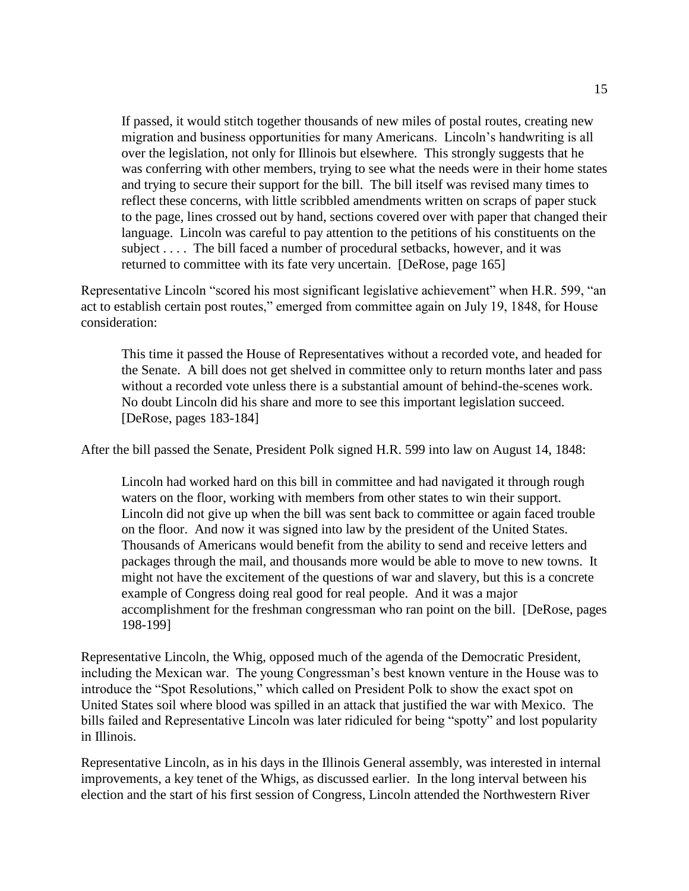> If passed, it would stitch together thousands of new miles of postal routes, creating new migration and business opportunities for many Americans. Lincoln's handwriting is all over the legislation, not only for Illinois but elsewhere. This strongly suggests that he was conferring with other members, trying to see what the needs were in their home states and trying to secure their support for the bill. The bill itself was revised many times to reflect these concerns, with little scribbled amendments written on scraps of paper stuck to the page, lines crossed out by hand, sections covered over with paper that changed their language. Lincoln was careful to pay attention to the petitions of his constituents on the subject . . . . The bill faced a number of procedural setbacks, however, and it was returned to committee with its fate very uncertain. [DeRose, page 165]

Representative Lincoln "scored his most significant legislative achievement" when H.R. 599, "an act to establish certain post routes," emerged from committee again on July 19, 1848, for House consideration:

> This time it passed the House of Representatives without a recorded vote, and headed for the Senate. A bill does not get shelved in committee only to return months later and pass without a recorded vote unless there is a substantial amount of behind-the-scenes work. No doubt Lincoln did his share and more to see this important legislation succeed. [DeRose, pages 183-184]

After the bill passed the Senate, President Polk signed H.R. 599 into law on August 14, 1848:

> Lincoln had worked hard on this bill in committee and had navigated it through rough waters on the floor, working with members from other states to win their support. Lincoln did not give up when the bill was sent back to committee or again faced trouble on the floor. And now it was signed into law by the president of the United States. Thousands of Americans would benefit from the ability to send and receive letters and packages through the mail, and thousands more would be able to move to new towns. It might not have the excitement of the questions of war and slavery, but this is a concrete example of Congress doing real good for real people. And it was a major accomplishment for the freshman congressman who ran point on the bill. [DeRose, pages 198-199]

Representative Lincoln, the Whig, opposed much of the agenda of the Democratic President, including the Mexican war. The young Congressman's best known venture in the House was to introduce the "Spot Resolutions," which called on President Polk to show the exact spot on United States soil where blood was spilled in an attack that justified the war with Mexico. The bills failed and Representative Lincoln was later ridiculed for being "spotty" and lost popularity in Illinois.

Representative Lincoln, as in his days in the Illinois General assembly, was interested in internal improvements, a key tenet of the Whigs, as discussed earlier. In the long interval between his election and the start of his first session of Congress, Lincoln attended the Northwestern River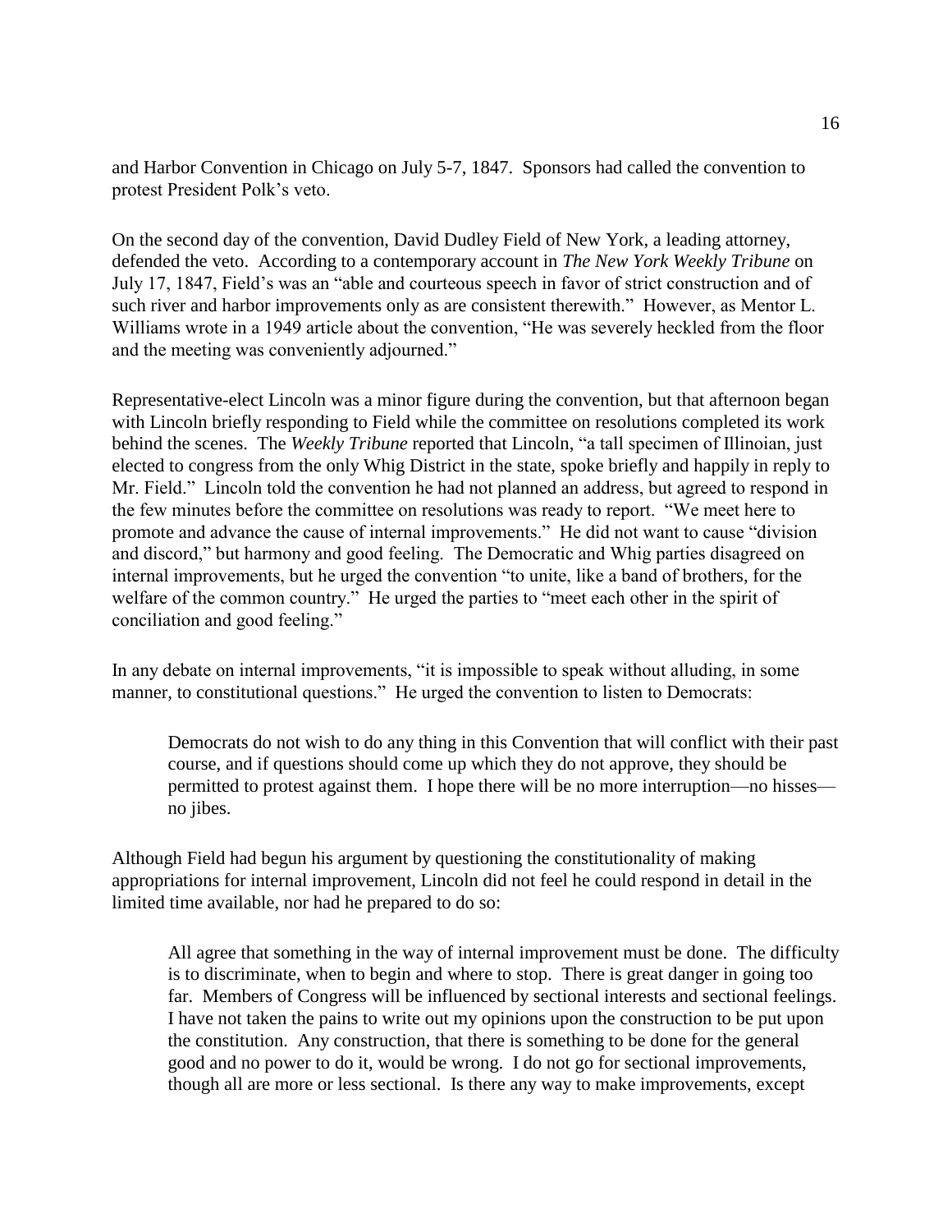and Harbor Convention in Chicago on July 5-7, 1847. Sponsors had called the convention to protest President Polk's veto.

On the second day of the convention, David Dudley Field of New York, a leading attorney, defended the veto. According to a contemporary account in *The New York Weekly Tribune* on July 17, 1847, Field's was an "able and courteous speech in favor of strict construction and of such river and harbor improvements only as are consistent therewith." However, as Mentor L. Williams wrote in a 1949 article about the convention, "He was severely heckled from the floor and the meeting was conveniently adjourned."

Representative-elect Lincoln was a minor figure during the convention, but that afternoon began with Lincoln briefly responding to Field while the committee on resolutions completed its work behind the scenes. The *Weekly Tribune* reported that Lincoln, "a tall specimen of Illinoian, just elected to congress from the only Whig District in the state, spoke briefly and happily in reply to Mr. Field." Lincoln told the convention he had not planned an address, but agreed to respond in the few minutes before the committee on resolutions was ready to report. "We meet here to promote and advance the cause of internal improvements." He did not want to cause "division and discord," but harmony and good feeling. The Democratic and Whig parties disagreed on internal improvements, but he urged the convention "to unite, like a band of brothers, for the welfare of the common country." He urged the parties to "meet each other in the spirit of conciliation and good feeling."

In any debate on internal improvements, "it is impossible to speak without alluding, in some manner, to constitutional questions." He urged the convention to listen to Democrats:

> Democrats do not wish to do any thing in this Convention that will conflict with their past course, and if questions should come up which they do not approve, they should be permitted to protest against them. I hope there will be no more interruption—no hisses—no jibes.

Although Field had begun his argument by questioning the constitutionality of making appropriations for internal improvement, Lincoln did not feel he could respond in detail in the limited time available, nor had he prepared to do so:

> All agree that something in the way of internal improvement must be done. The difficulty is to discriminate, when to begin and where to stop. There is great danger in going too far. Members of Congress will be influenced by sectional interests and sectional feelings. I have not taken the pains to write out my opinions upon the construction to be put upon the constitution. Any construction, that there is something to be done for the general good and no power to do it, would be wrong. I do not go for sectional improvements, though all are more or less sectional. Is there any way to make improvements, except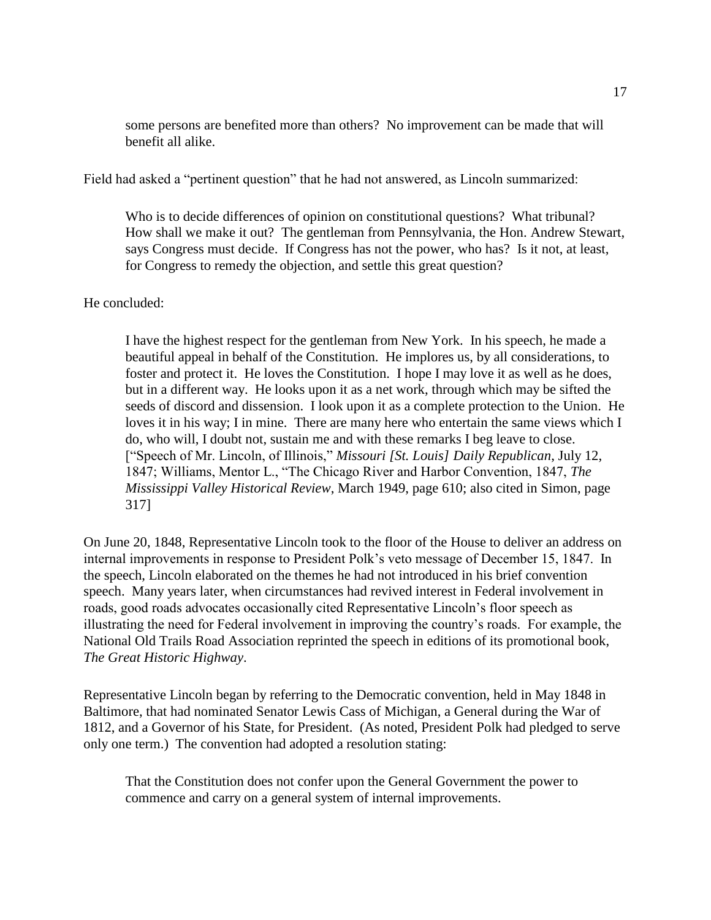> some persons are benefited more than others? No improvement can be made that will benefit all alike.

Field had asked a "pertinent question" that he had not answered, as Lincoln summarized:

> Who is to decide differences of opinion on constitutional questions? What tribunal? How shall we make it out? The gentleman from Pennsylvania, the Hon. Andrew Stewart, says Congress must decide. If Congress has not the power, who has? Is it not, at least, for Congress to remedy the objection, and settle this great question?

He concluded:

> I have the highest respect for the gentleman from New York. In his speech, he made a beautiful appeal in behalf of the Constitution. He implores us, by all considerations, to foster and protect it. He loves the Constitution. I hope I may love it as well as he does, but in a different way. He looks upon it as a net work, through which may be sifted the seeds of discord and dissension. I look upon it as a complete protection to the Union. He loves it in his way; I in mine. There are many here who entertain the same views which I do, who will, I doubt not, sustain me and with these remarks I beg leave to close. ["Speech of Mr. Lincoln, of Illinois," *Missouri [St. Louis] Daily Republican*, July 12, 1847; Williams, Mentor L., "The Chicago River and Harbor Convention, 1847, *The Mississippi Valley Historical Review*, March 1949, page 610; also cited in Simon, page 317]

On June 20, 1848, Representative Lincoln took to the floor of the House to deliver an address on internal improvements in response to President Polk's veto message of December 15, 1847. In the speech, Lincoln elaborated on the themes he had not introduced in his brief convention speech. Many years later, when circumstances had revived interest in Federal involvement in roads, good roads advocates occasionally cited Representative Lincoln's floor speech as illustrating the need for Federal involvement in improving the country's roads. For example, the National Old Trails Road Association reprinted the speech in editions of its promotional book, *The Great Historic Highway*.

Representative Lincoln began by referring to the Democratic convention, held in May 1848 in Baltimore, that had nominated Senator Lewis Cass of Michigan, a General during the War of 1812, and a Governor of his State, for President. (As noted, President Polk had pledged to serve only one term.) The convention had adopted a resolution stating:

> That the Constitution does not confer upon the General Government the power to commence and carry on a general system of internal improvements.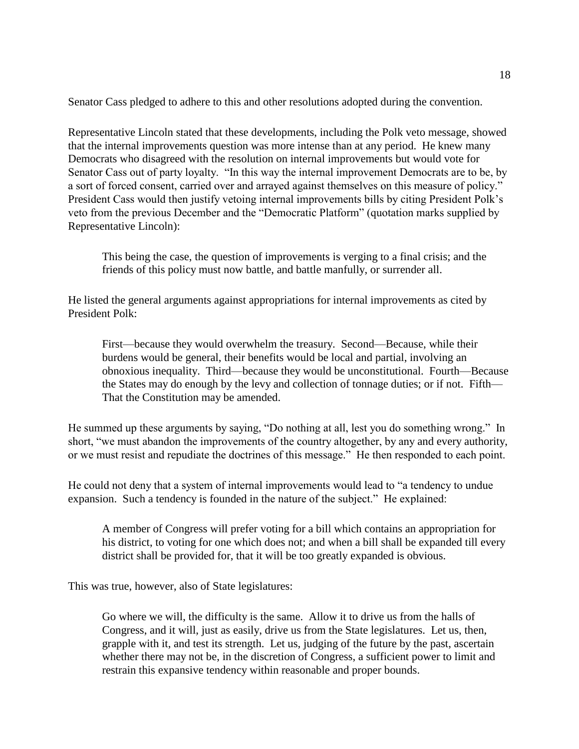Senator Cass pledged to adhere to this and other resolutions adopted during the convention.

Representative Lincoln stated that these developments, including the Polk veto message, showed that the internal improvements question was more intense than at any period. He knew many Democrats who disagreed with the resolution on internal improvements but would vote for Senator Cass out of party loyalty. "In this way the internal improvement Democrats are to be, by a sort of forced consent, carried over and arrayed against themselves on this measure of policy." President Cass would then justify vetoing internal improvements bills by citing President Polk's veto from the previous December and the "Democratic Platform" (quotation marks supplied by Representative Lincoln):

> This being the case, the question of improvements is verging to a final crisis; and the friends of this policy must now battle, and battle manfully, or surrender all.

He listed the general arguments against appropriations for internal improvements as cited by President Polk:

> First—because they would overwhelm the treasury. Second—Because, while their burdens would be general, their benefits would be local and partial, involving an obnoxious inequality. Third—because they would be unconstitutional. Fourth—Because the States may do enough by the levy and collection of tonnage duties; or if not. Fifth—That the Constitution may be amended.

He summed up these arguments by saying, "Do nothing at all, lest you do something wrong." In short, "we must abandon the improvements of the country altogether, by any and every authority, or we must resist and repudiate the doctrines of this message." He then responded to each point.

He could not deny that a system of internal improvements would lead to "a tendency to undue expansion. Such a tendency is founded in the nature of the subject." He explained:

> A member of Congress will prefer voting for a bill which contains an appropriation for his district, to voting for one which does not; and when a bill shall be expanded till every district shall be provided for, that it will be too greatly expanded is obvious.

This was true, however, also of State legislatures:

> Go where we will, the difficulty is the same. Allow it to drive us from the halls of Congress, and it will, just as easily, drive us from the State legislatures. Let us, then, grapple with it, and test its strength. Let us, judging of the future by the past, ascertain whether there may not be, in the discretion of Congress, a sufficient power to limit and restrain this expansive tendency within reasonable and proper bounds.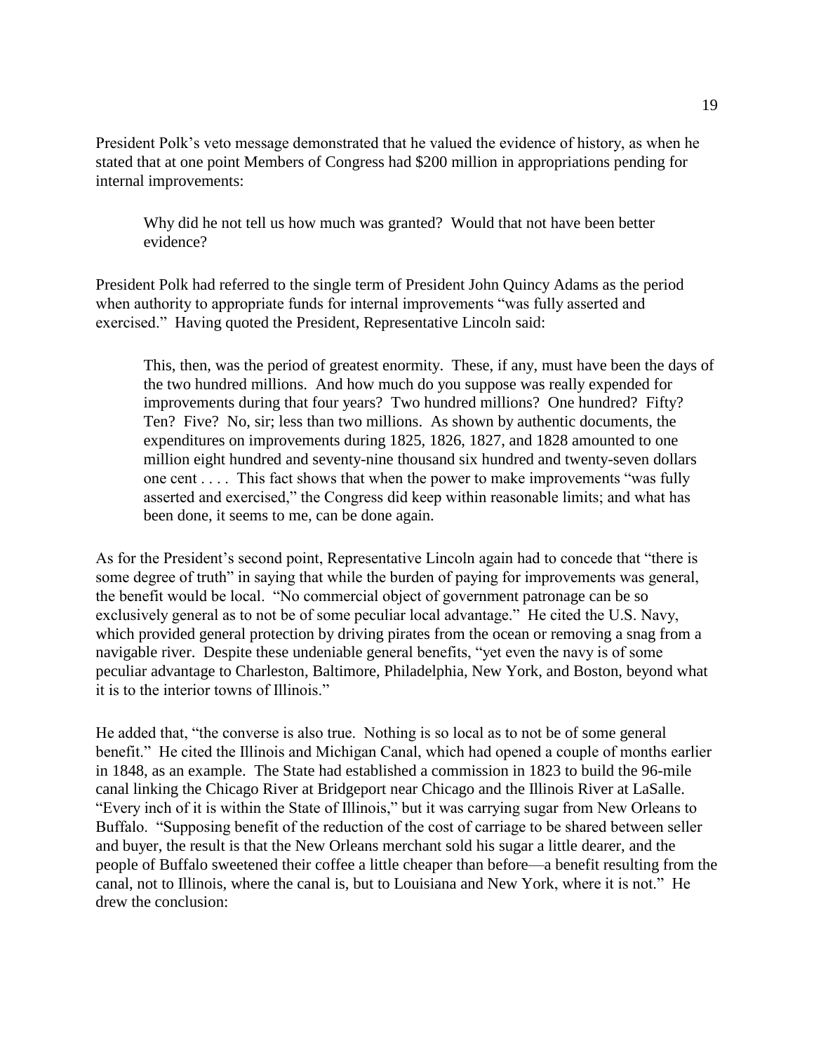President Polk's veto message demonstrated that he valued the evidence of history, as when he stated that at one point Members of Congress had $200 million in appropriations pending for internal improvements:

> Why did he not tell us how much was granted? Would that not have been better evidence?

President Polk had referred to the single term of President John Quincy Adams as the period when authority to appropriate funds for internal improvements "was fully asserted and exercised." Having quoted the President, Representative Lincoln said:

> This, then, was the period of greatest enormity. These, if any, must have been the days of the two hundred millions. And how much do you suppose was really expended for improvements during that four years? Two hundred millions? One hundred? Fifty? Ten? Five? No, sir; less than two millions. As shown by authentic documents, the expenditures on improvements during 1825, 1826, 1827, and 1828 amounted to one million eight hundred and seventy-nine thousand six hundred and twenty-seven dollars one cent . . . . This fact shows that when the power to make improvements "was fully asserted and exercised," the Congress did keep within reasonable limits; and what has been done, it seems to me, can be done again.

As for the President's second point, Representative Lincoln again had to concede that "there is some degree of truth" in saying that while the burden of paying for improvements was general, the benefit would be local. "No commercial object of government patronage can be so exclusively general as to not be of some peculiar local advantage." He cited the U.S. Navy, which provided general protection by driving pirates from the ocean or removing a snag from a navigable river. Despite these undeniable general benefits, "yet even the navy is of some peculiar advantage to Charleston, Baltimore, Philadelphia, New York, and Boston, beyond what it is to the interior towns of Illinois."

He added that, "the converse is also true. Nothing is so local as to not be of some general benefit." He cited the Illinois and Michigan Canal, which had opened a couple of months earlier in 1848, as an example. The State had established a commission in 1823 to build the 96-mile canal linking the Chicago River at Bridgeport near Chicago and the Illinois River at LaSalle. "Every inch of it is within the State of Illinois," but it was carrying sugar from New Orleans to Buffalo. "Supposing benefit of the reduction of the cost of carriage to be shared between seller and buyer, the result is that the New Orleans merchant sold his sugar a little dearer, and the people of Buffalo sweetened their coffee a little cheaper than before—a benefit resulting from the canal, not to Illinois, where the canal is, but to Louisiana and New York, where it is not." He drew the conclusion: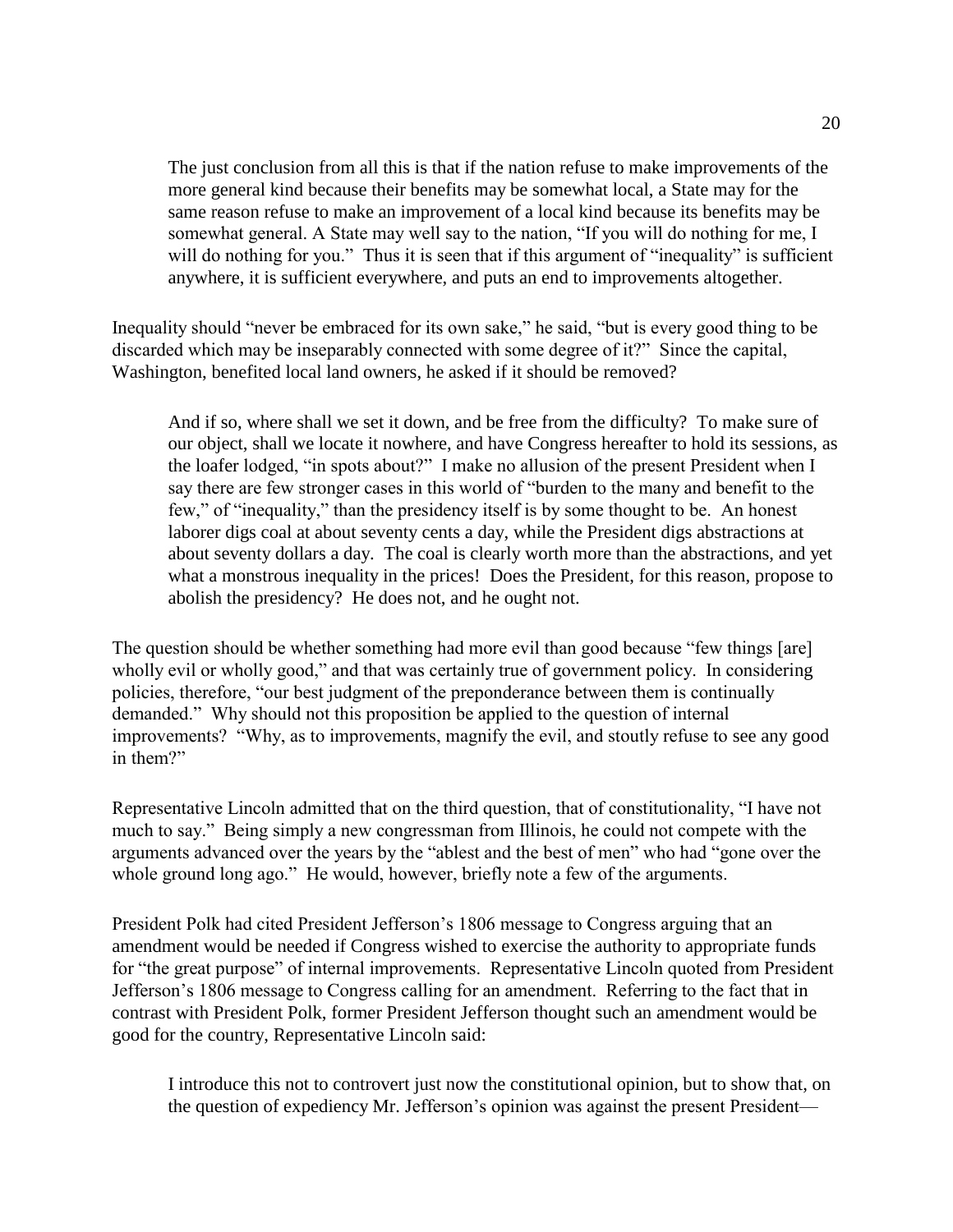> The just conclusion from all this is that if the nation refuse to make improvements of the more general kind because their benefits may be somewhat local, a State may for the same reason refuse to make an improvement of a local kind because its benefits may be somewhat general. A State may well say to the nation, "If you will do nothing for me, I will do nothing for you." Thus it is seen that if this argument of "inequality" is sufficient anywhere, it is sufficient everywhere, and puts an end to improvements altogether.

Inequality should "never be embraced for its own sake," he said, "but is every good thing to be discarded which may be inseparably connected with some degree of it?" Since the capital, Washington, benefited local land owners, he asked if it should be removed?

> And if so, where shall we set it down, and be free from the difficulty? To make sure of our object, shall we locate it nowhere, and have Congress hereafter to hold its sessions, as the loafer lodged, "in spots about?" I make no allusion of the present President when I say there are few stronger cases in this world of "burden to the many and benefit to the few," of "inequality," than the presidency itself is by some thought to be. An honest laborer digs coal at about seventy cents a day, while the President digs abstractions at about seventy dollars a day. The coal is clearly worth more than the abstractions, and yet what a monstrous inequality in the prices! Does the President, for this reason, propose to abolish the presidency? He does not, and he ought not.

The question should be whether something had more evil than good because "few things [are] wholly evil or wholly good," and that was certainly true of government policy. In considering policies, therefore, "our best judgment of the preponderance between them is continually demanded." Why should not this proposition be applied to the question of internal improvements? "Why, as to improvements, magnify the evil, and stoutly refuse to see any good in them?"

Representative Lincoln admitted that on the third question, that of constitutionality, "I have not much to say." Being simply a new congressman from Illinois, he could not compete with the arguments advanced over the years by the "ablest and the best of men" who had "gone over the whole ground long ago." He would, however, briefly note a few of the arguments.

President Polk had cited President Jefferson's 1806 message to Congress arguing that an amendment would be needed if Congress wished to exercise the authority to appropriate funds for "the great purpose" of internal improvements. Representative Lincoln quoted from President Jefferson's 1806 message to Congress calling for an amendment. Referring to the fact that in contrast with President Polk, former President Jefferson thought such an amendment would be good for the country, Representative Lincoln said:

> I introduce this not to controvert just now the constitutional opinion, but to show that, on the question of expediency Mr. Jefferson's opinion was against the present President—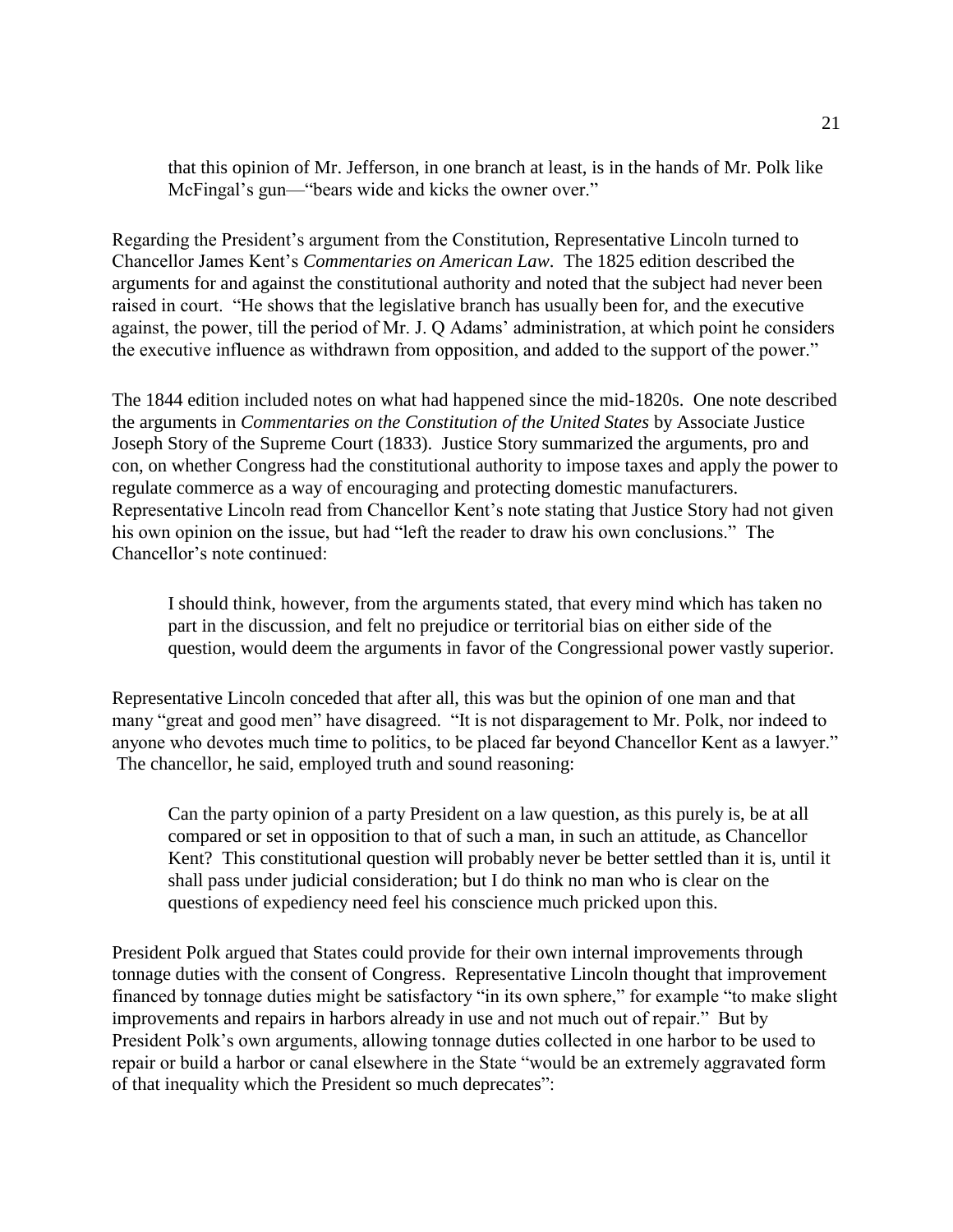> that this opinion of Mr. Jefferson, in one branch at least, is in the hands of Mr. Polk like McFingal's gun—"bears wide and kicks the owner over."

Regarding the President's argument from the Constitution, Representative Lincoln turned to Chancellor James Kent's *Commentaries on American Law*. The 1825 edition described the arguments for and against the constitutional authority and noted that the subject had never been raised in court. "He shows that the legislative branch has usually been for, and the executive against, the power, till the period of Mr. J. Q Adams' administration, at which point he considers the executive influence as withdrawn from opposition, and added to the support of the power."

The 1844 edition included notes on what had happened since the mid-1820s. One note described the arguments in *Commentaries on the Constitution of the United States* by Associate Justice Joseph Story of the Supreme Court (1833). Justice Story summarized the arguments, pro and con, on whether Congress had the constitutional authority to impose taxes and apply the power to regulate commerce as a way of encouraging and protecting domestic manufacturers. Representative Lincoln read from Chancellor Kent's note stating that Justice Story had not given his own opinion on the issue, but had "left the reader to draw his own conclusions." The Chancellor's note continued:

> I should think, however, from the arguments stated, that every mind which has taken no part in the discussion, and felt no prejudice or territorial bias on either side of the question, would deem the arguments in favor of the Congressional power vastly superior.

Representative Lincoln conceded that after all, this was but the opinion of one man and that many "great and good men" have disagreed. "It is not disparagement to Mr. Polk, nor indeed to anyone who devotes much time to politics, to be placed far beyond Chancellor Kent as a lawyer." The chancellor, he said, employed truth and sound reasoning:

> Can the party opinion of a party President on a law question, as this purely is, be at all compared or set in opposition to that of such a man, in such an attitude, as Chancellor Kent? This constitutional question will probably never be better settled than it is, until it shall pass under judicial consideration; but I do think no man who is clear on the questions of expediency need feel his conscience much pricked upon this.

President Polk argued that States could provide for their own internal improvements through tonnage duties with the consent of Congress. Representative Lincoln thought that improvement financed by tonnage duties might be satisfactory "in its own sphere," for example "to make slight improvements and repairs in harbors already in use and not much out of repair." But by President Polk's own arguments, allowing tonnage duties collected in one harbor to be used to repair or build a harbor or canal elsewhere in the State "would be an extremely aggravated form of that inequality which the President so much deprecates":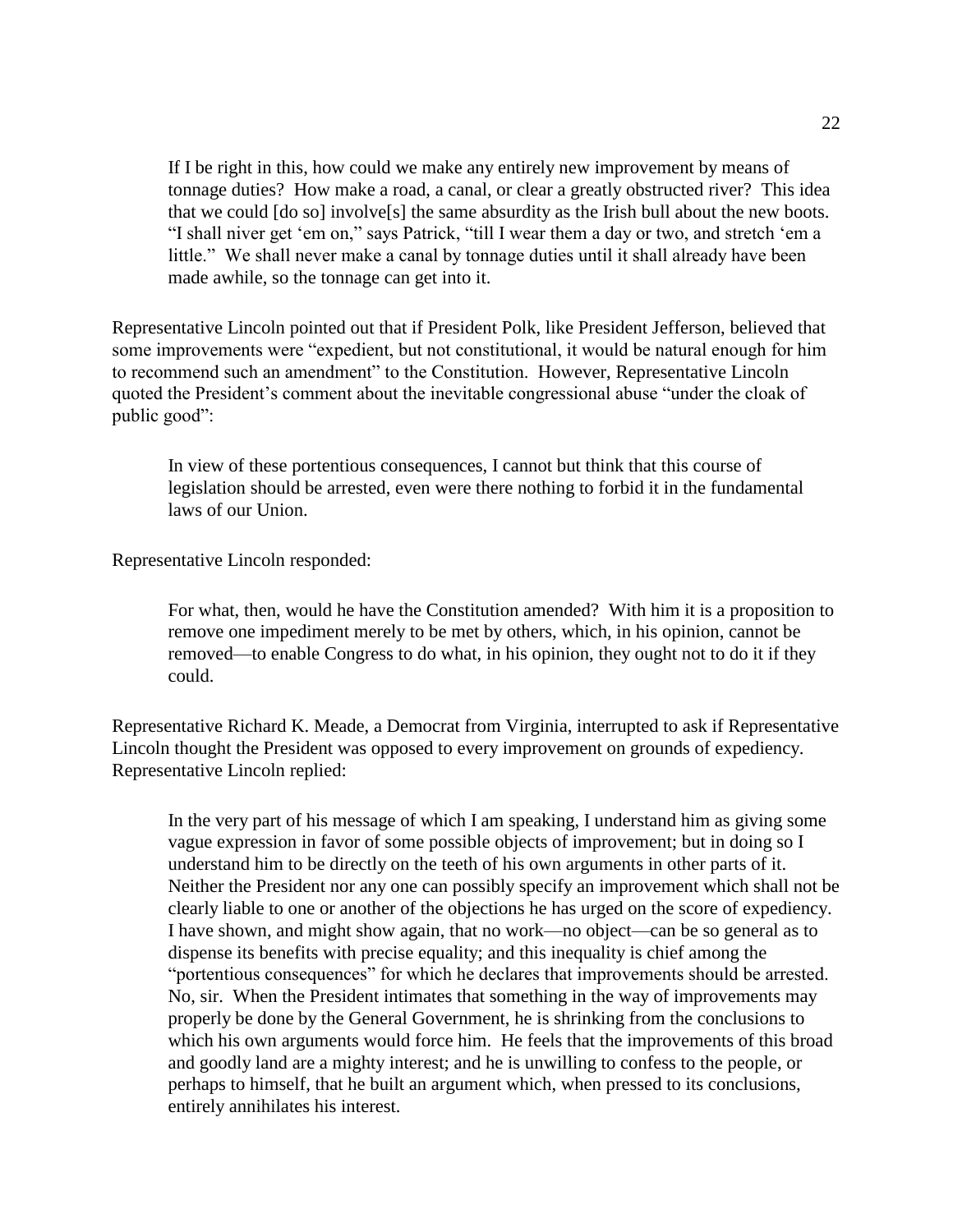> If I be right in this, how could we make any entirely new improvement by means of tonnage duties? How make a road, a canal, or clear a greatly obstructed river? This idea that we could [do so] involve[s] the same absurdity as the Irish bull about the new boots. "I shall niver get 'em on," says Patrick, "till I wear them a day or two, and stretch 'em a little." We shall never make a canal by tonnage duties until it shall already have been made awhile, so the tonnage can get into it.

Representative Lincoln pointed out that if President Polk, like President Jefferson, believed that some improvements were "expedient, but not constitutional, it would be natural enough for him to recommend such an amendment" to the Constitution. However, Representative Lincoln quoted the President's comment about the inevitable congressional abuse "under the cloak of public good":

> In view of these portentious consequences, I cannot but think that this course of legislation should be arrested, even were there nothing to forbid it in the fundamental laws of our Union.

Representative Lincoln responded:

> For what, then, would he have the Constitution amended? With him it is a proposition to remove one impediment merely to be met by others, which, in his opinion, cannot be removed—to enable Congress to do what, in his opinion, they ought not to do it if they could.

Representative Richard K. Meade, a Democrat from Virginia, interrupted to ask if Representative Lincoln thought the President was opposed to every improvement on grounds of expediency. Representative Lincoln replied:

> In the very part of his message of which I am speaking, I understand him as giving some vague expression in favor of some possible objects of improvement; but in doing so I understand him to be directly on the teeth of his own arguments in other parts of it. Neither the President nor any one can possibly specify an improvement which shall not be clearly liable to one or another of the objections he has urged on the score of expediency. I have shown, and might show again, that no work—no object—can be so general as to dispense its benefits with precise equality; and this inequality is chief among the "portentious consequences" for which he declares that improvements should be arrested. No, sir. When the President intimates that something in the way of improvements may properly be done by the General Government, he is shrinking from the conclusions to which his own arguments would force him. He feels that the improvements of this broad and goodly land are a mighty interest; and he is unwilling to confess to the people, or perhaps to himself, that he built an argument which, when pressed to its conclusions, entirely annihilates his interest.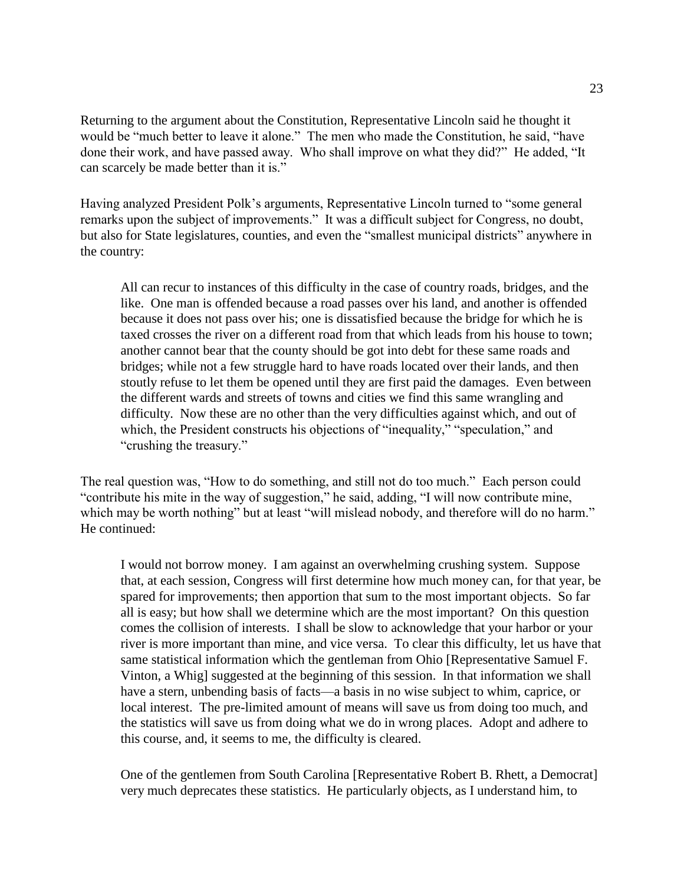Returning to the argument about the Constitution, Representative Lincoln said he thought it would be "much better to leave it alone." The men who made the Constitution, he said, "have done their work, and have passed away. Who shall improve on what they did?" He added, "It can scarcely be made better than it is."

Having analyzed President Polk's arguments, Representative Lincoln turned to "some general remarks upon the subject of improvements." It was a difficult subject for Congress, no doubt, but also for State legislatures, counties, and even the "smallest municipal districts" anywhere in the country:

> All can recur to instances of this difficulty in the case of country roads, bridges, and the like. One man is offended because a road passes over his land, and another is offended because it does not pass over his; one is dissatisfied because the bridge for which he is taxed crosses the river on a different road from that which leads from his house to town; another cannot bear that the county should be got into debt for these same roads and bridges; while not a few struggle hard to have roads located over their lands, and then stoutly refuse to let them be opened until they are first paid the damages. Even between the different wards and streets of towns and cities we find this same wrangling and difficulty. Now these are no other than the very difficulties against which, and out of which, the President constructs his objections of "inequality," "speculation," and "crushing the treasury."

The real question was, "How to do something, and still not do too much." Each person could "contribute his mite in the way of suggestion," he said, adding, "I will now contribute mine, which may be worth nothing" but at least "will mislead nobody, and therefore will do no harm." He continued:

> I would not borrow money. I am against an overwhelming crushing system. Suppose that, at each session, Congress will first determine how much money can, for that year, be spared for improvements; then apportion that sum to the most important objects. So far all is easy; but how shall we determine which are the most important? On this question comes the collision of interests. I shall be slow to acknowledge that your harbor or your river is more important than mine, and vice versa. To clear this difficulty, let us have that same statistical information which the gentleman from Ohio [Representative Samuel F. Vinton, a Whig] suggested at the beginning of this session. In that information we shall have a stern, unbending basis of facts—a basis in no wise subject to whim, caprice, or local interest. The pre-limited amount of means will save us from doing too much, and the statistics will save us from doing what we do in wrong places. Adopt and adhere to this course, and, it seems to me, the difficulty is cleared.
>
> One of the gentlemen from South Carolina [Representative Robert B. Rhett, a Democrat] very much deprecates these statistics. He particularly objects, as I understand him, to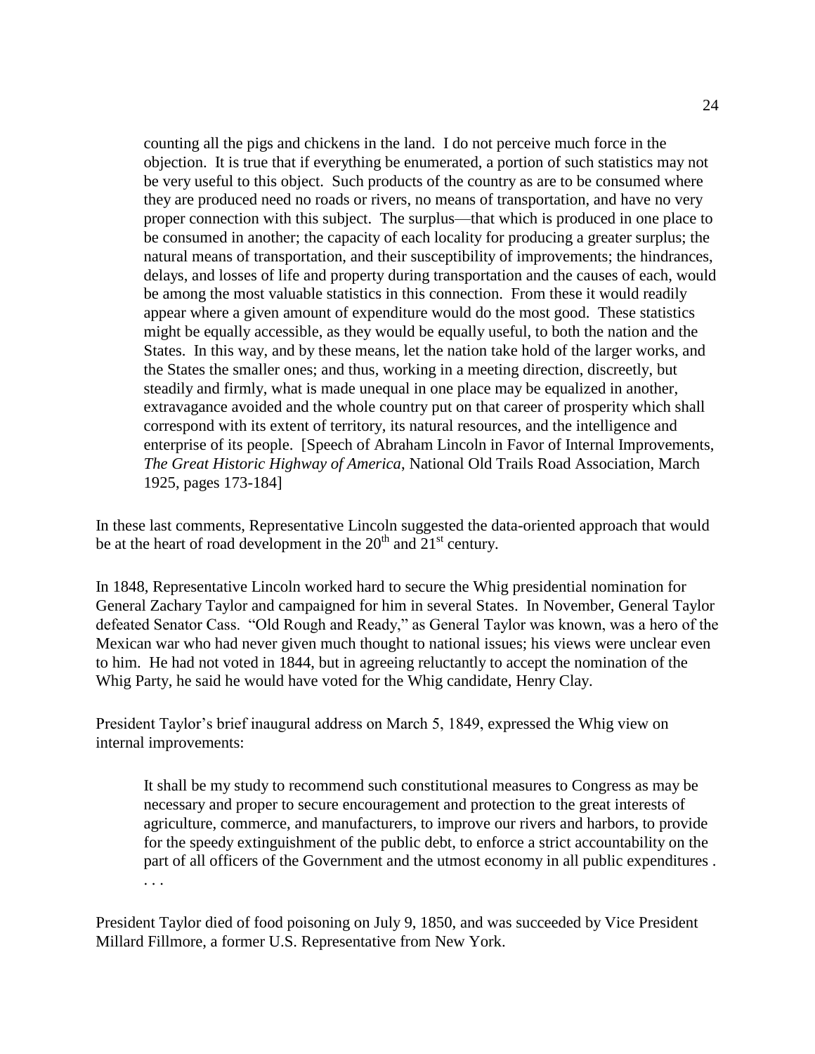> counting all the pigs and chickens in the land. I do not perceive much force in the objection. It is true that if everything be enumerated, a portion of such statistics may not be very useful to this object. Such products of the country as are to be consumed where they are produced need no roads or rivers, no means of transportation, and have no very proper connection with this subject. The surplus—that which is produced in one place to be consumed in another; the capacity of each locality for producing a greater surplus; the natural means of transportation, and their susceptibility of improvements; the hindrances, delays, and losses of life and property during transportation and the causes of each, would be among the most valuable statistics in this connection. From these it would readily appear where a given amount of expenditure would do the most good. These statistics might be equally accessible, as they would be equally useful, to both the nation and the States. In this way, and by these means, let the nation take hold of the larger works, and the States the smaller ones; and thus, working in a meeting direction, discreetly, but steadily and firmly, what is made unequal in one place may be equalized in another, extravagance avoided and the whole country put on that career of prosperity which shall correspond with its extent of territory, its natural resources, and the intelligence and enterprise of its people. [Speech of Abraham Lincoln in Favor of Internal Improvements, *The Great Historic Highway of America*, National Old Trails Road Association, March 1925, pages 173-184]

In these last comments, Representative Lincoln suggested the data-oriented approach that would be at the heart of road development in the 20th and 21st century.

In 1848, Representative Lincoln worked hard to secure the Whig presidential nomination for General Zachary Taylor and campaigned for him in several States. In November, General Taylor defeated Senator Cass. "Old Rough and Ready," as General Taylor was known, was a hero of the Mexican war who had never given much thought to national issues; his views were unclear even to him. He had not voted in 1844, but in agreeing reluctantly to accept the nomination of the Whig Party, he said he would have voted for the Whig candidate, Henry Clay.

President Taylor's brief inaugural address on March 5, 1849, expressed the Whig view on internal improvements:

> It shall be my study to recommend such constitutional measures to Congress as may be necessary and proper to secure encouragement and protection to the great interests of agriculture, commerce, and manufacturers, to improve our rivers and harbors, to provide for the speedy extinguishment of the public debt, to enforce a strict accountability on the part of all officers of the Government and the utmost economy in all public expenditures . . . .

President Taylor died of food poisoning on July 9, 1850, and was succeeded by Vice President Millard Fillmore, a former U.S. Representative from New York.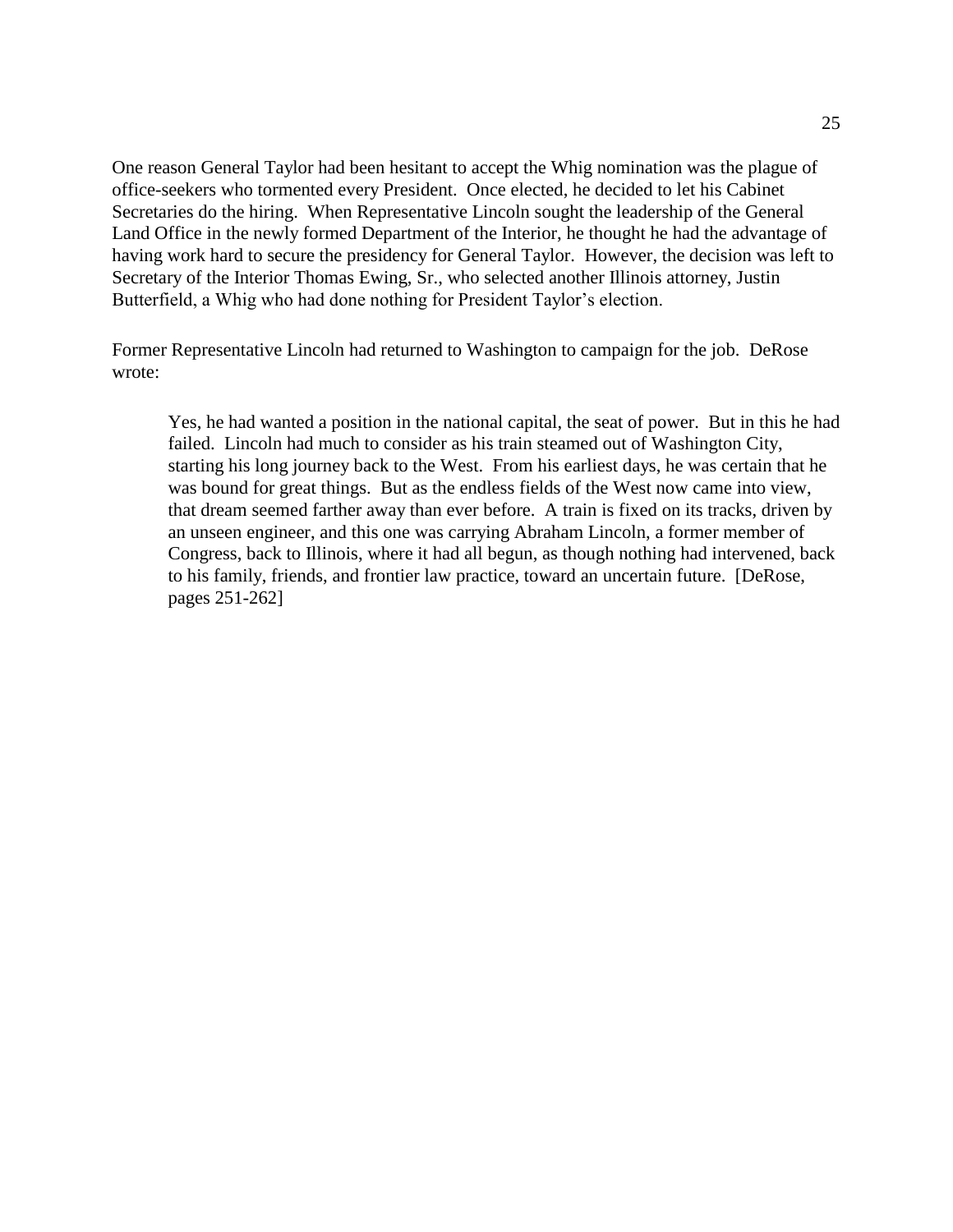One reason General Taylor had been hesitant to accept the Whig nomination was the plague of office-seekers who tormented every President. Once elected, he decided to let his Cabinet Secretaries do the hiring. When Representative Lincoln sought the leadership of the General Land Office in the newly formed Department of the Interior, he thought he had the advantage of having work hard to secure the presidency for General Taylor. However, the decision was left to Secretary of the Interior Thomas Ewing, Sr., who selected another Illinois attorney, Justin Butterfield, a Whig who had done nothing for President Taylor's election.

Former Representative Lincoln had returned to Washington to campaign for the job. DeRose wrote:

> Yes, he had wanted a position in the national capital, the seat of power. But in this he had failed. Lincoln had much to consider as his train steamed out of Washington City, starting his long journey back to the West. From his earliest days, he was certain that he was bound for great things. But as the endless fields of the West now came into view, that dream seemed farther away than ever before. A train is fixed on its tracks, driven by an unseen engineer, and this one was carrying Abraham Lincoln, a former member of Congress, back to Illinois, where it had all begun, as though nothing had intervened, back to his family, friends, and frontier law practice, toward an uncertain future. [DeRose, pages 251-262]